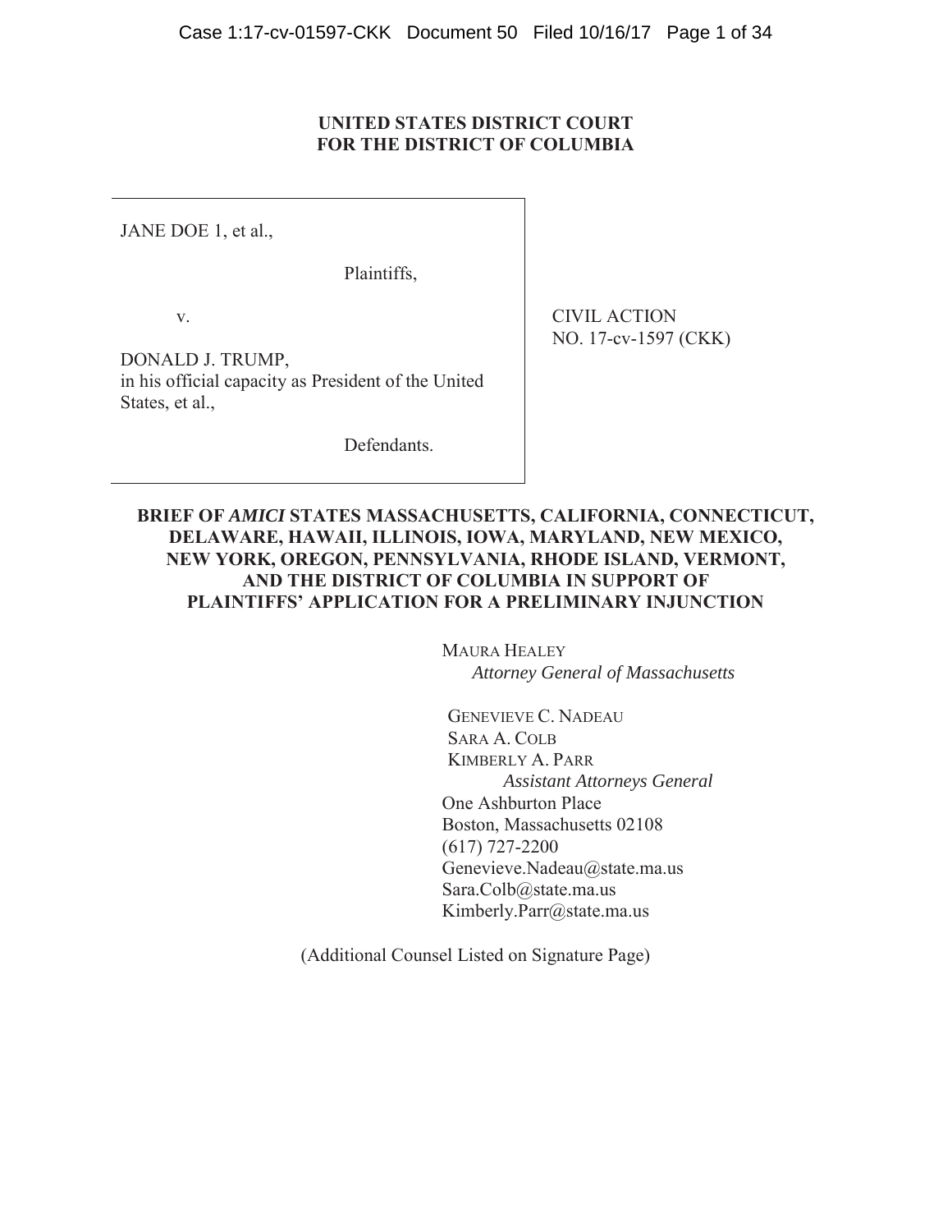**UNITED STATES DISTRICT COURT**
**FOR THE DISTRICT OF COLUMBIA**

| | |
|---|---|
| JANE DOE 1, et al.,<br><br>Plaintiffs,<br><br>v.<br><br>DONALD J. TRUMP,<br>in his official capacity as President of the United States, et al.,<br><br>Defendants. | CIVIL ACTION<br>NO. 17-cv-1597 (CKK) |

**BRIEF OF *AMICI* STATES MASSACHUSETTS, CALIFORNIA, CONNECTICUT, DELAWARE, HAWAII, ILLINOIS, IOWA, MARYLAND, NEW MEXICO, NEW YORK, OREGON, PENNSYLVANIA, RHODE ISLAND, VERMONT, AND THE DISTRICT OF COLUMBIA IN SUPPORT OF PLAINTIFFS' APPLICATION FOR A PRELIMINARY INJUNCTION**

MAURA HEALEY
*Attorney General of Massachusetts*

GENEVIEVE C. NADEAU
SARA A. COLB
KIMBERLY A. PARR
*Assistant Attorneys General*
One Ashburton Place
Boston, Massachusetts 02108
(617) 727-2200
Genevieve.Nadeau@state.ma.us
Sara.Colb@state.ma.us
Kimberly.Parr@state.ma.us

(Additional Counsel Listed on Signature Page)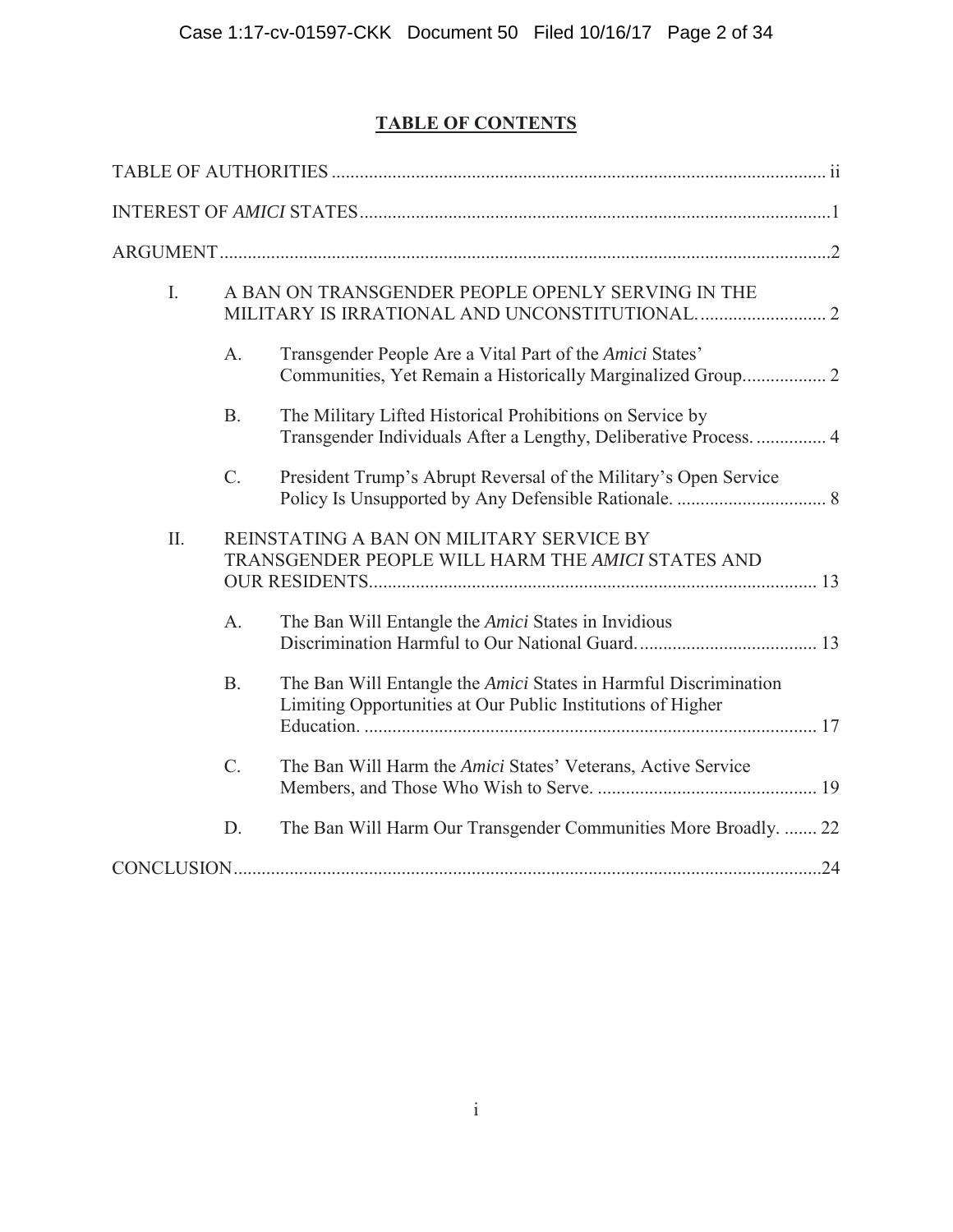# TABLE OF CONTENTS

TABLE OF AUTHORITIES .......... ii

INTEREST OF *AMICI* STATES .......... 1

ARGUMENT .......... 2

I. A BAN ON TRANSGENDER PEOPLE OPENLY SERVING IN THE MILITARY IS IRRATIONAL AND UNCONSTITUTIONAL. .......... 2

  A. Transgender People Are a Vital Part of the *Amici* States' Communities, Yet Remain a Historically Marginalized Group. .......... 2

  B. The Military Lifted Historical Prohibitions on Service by Transgender Individuals After a Lengthy, Deliberative Process. .......... 4

  C. President Trump's Abrupt Reversal of the Military's Open Service Policy Is Unsupported by Any Defensible Rationale. .......... 8

II. REINSTATING A BAN ON MILITARY SERVICE BY TRANSGENDER PEOPLE WILL HARM THE *AMICI* STATES AND OUR RESIDENTS. .......... 13

  A. The Ban Will Entangle the *Amici* States in Invidious Discrimination Harmful to Our National Guard. .......... 13

  B. The Ban Will Entangle the *Amici* States in Harmful Discrimination Limiting Opportunities at Our Public Institutions of Higher Education. .......... 17

  C. The Ban Will Harm the *Amici* States' Veterans, Active Service Members, and Those Who Wish to Serve. .......... 19

  D. The Ban Will Harm Our Transgender Communities More Broadly. .......... 22

CONCLUSION .......... 24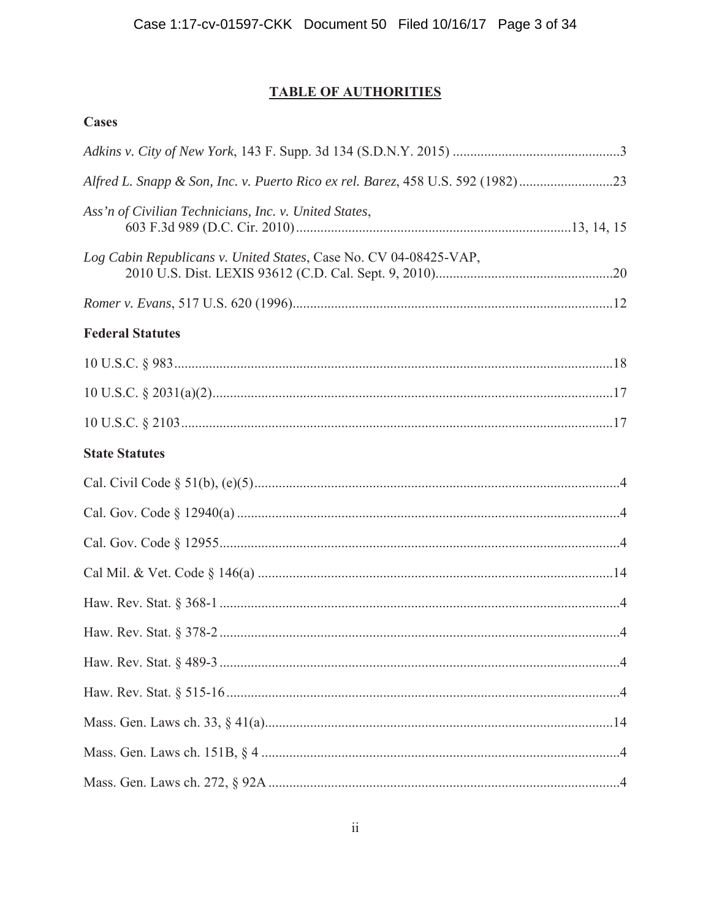## TABLE OF AUTHORITIES

### Cases

*Adkins v. City of New York*, 143 F. Supp. 3d 134 (S.D.N.Y. 2015) ................................................3

*Alfred L. Snapp & Son, Inc. v. Puerto Rico ex rel. Barez*, 458 U.S. 592 (1982)...........................23

*Ass'n of Civilian Technicians, Inc. v. United States*, 603 F.3d 989 (D.C. Cir. 2010)..............................................................................13, 14, 15

*Log Cabin Republicans v. United States*, Case No. CV 04-08425-VAP, 2010 U.S. Dist. LEXIS 93612 (C.D. Cal. Sept. 9, 2010)..................................................20

*Romer v. Evans*, 517 U.S. 620 (1996)............................................................................................12

### Federal Statutes

10 U.S.C. § 983.............................................................................................................................18

10 U.S.C. § 2031(a)(2)..................................................................................................................17

10 U.S.C. § 2103...........................................................................................................................17

### State Statutes

Cal. Civil Code § 51(b), (e)(5)........................................................................................................4

Cal. Gov. Code § 12940(a) .............................................................................................................4

Cal. Gov. Code § 12955..................................................................................................................4

Cal Mil. & Vet. Code § 146(a) .....................................................................................................14

Haw. Rev. Stat. § 368-1 ..................................................................................................................4

Haw. Rev. Stat. § 378-2 ..................................................................................................................4

Haw. Rev. Stat. § 489-3 ..................................................................................................................4

Haw. Rev. Stat. § 515-16 ................................................................................................................4

Mass. Gen. Laws ch. 33, § 41(a)....................................................................................................14

Mass. Gen. Laws ch. 151B, § 4 .......................................................................................................4

Mass. Gen. Laws ch. 272, § 92A .....................................................................................................4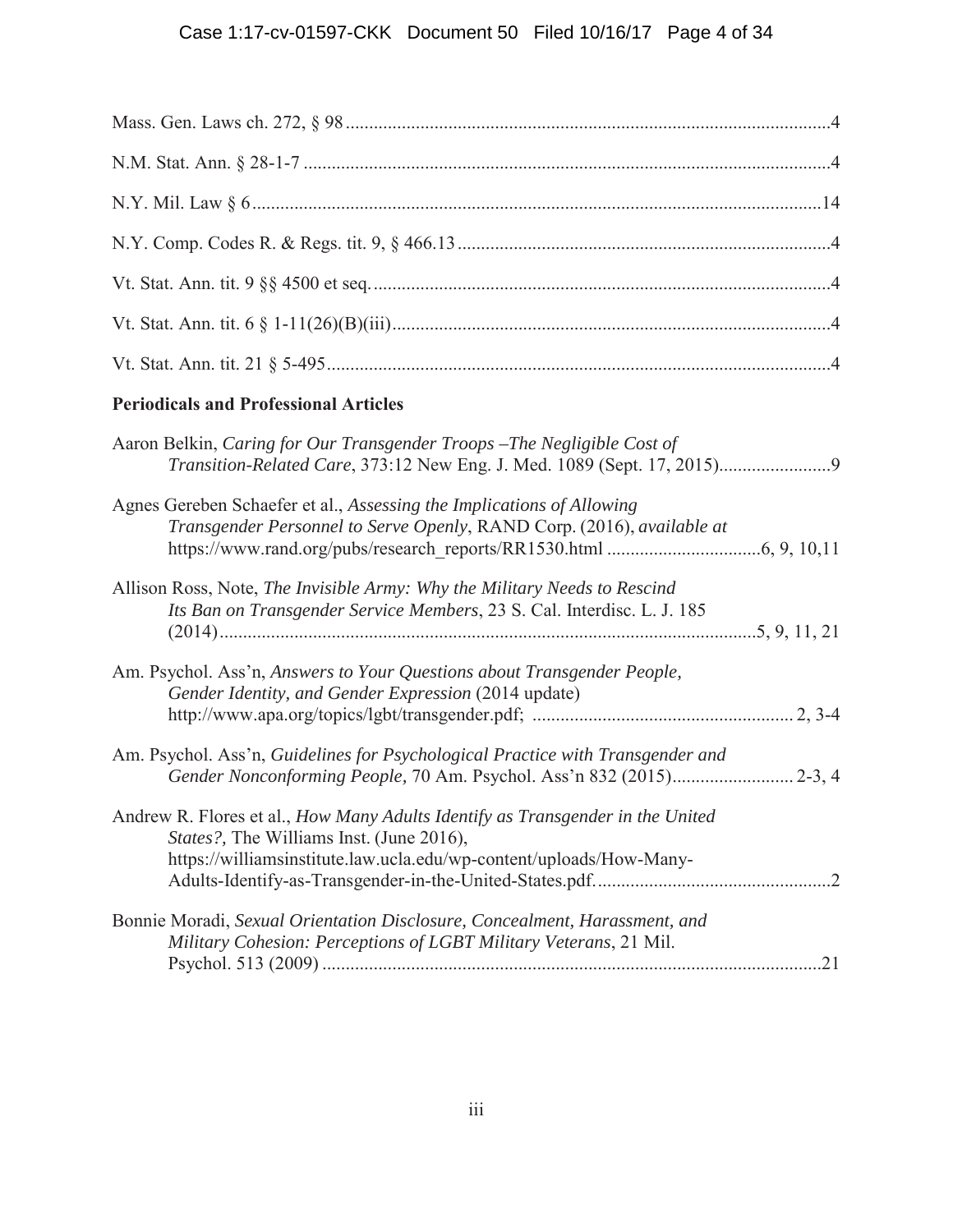Mass. Gen. Laws ch. 272, § 98 ....................................................................................................4

N.M. Stat. Ann. § 28-1-7 ...........................................................................................................4

N.Y. Mil. Law § 6 ....................................................................................................................14

N.Y. Comp. Codes R. & Regs. tit. 9, § 466.13 ..........................................................................4

Vt. Stat. Ann. tit. 9 §§ 4500 et seq. ............................................................................................4

Vt. Stat. Ann. tit. 6 § 1-11(26)(B)(iii) .........................................................................................4

Vt. Stat. Ann. tit. 21 § 5-495 .......................................................................................................4

**Periodicals and Professional Articles**

Aaron Belkin, *Caring for Our Transgender Troops –The Negligible Cost of Transition-Related Care*, 373:12 New Eng. J. Med. 1089 (Sept. 17, 2015)........................9

Agnes Gereben Schaefer et al., *Assessing the Implications of Allowing Transgender Personnel to Serve Openly*, RAND Corp. (2016), *available at* https://www.rand.org/pubs/research_reports/RR1530.html .................................6, 9, 10,11

Allison Ross, Note, *The Invisible Army: Why the Military Needs to Rescind Its Ban on Transgender Service Members*, 23 S. Cal. Interdisc. L. J. 185 (2014).................................................................................................................5, 9, 11, 21

Am. Psychol. Ass'n, *Answers to Your Questions about Transgender People, Gender Identity, and Gender Expression* (2014 update) http://www.apa.org/topics/lgbt/transgender.pdf; ....................................................... 2, 3-4

Am. Psychol. Ass'n, *Guidelines for Psychological Practice with Transgender and Gender Nonconforming People*, 70 Am. Psychol. Ass'n 832 (2015).......................... 2-3, 4

Andrew R. Flores et al., *How Many Adults Identify as Transgender in the United States?,* The Williams Inst. (June 2016), https://williamsinstitute.law.ucla.edu/wp-content/uploads/How-Many-Adults-Identify-as-Transgender-in-the-United-States.pdf. ..................................................2

Bonnie Moradi, *Sexual Orientation Disclosure, Concealment, Harassment, and Military Cohesion: Perceptions of LGBT Military Veterans*, 21 Mil. Psychol. 513 (2009) ..........................................................................................................21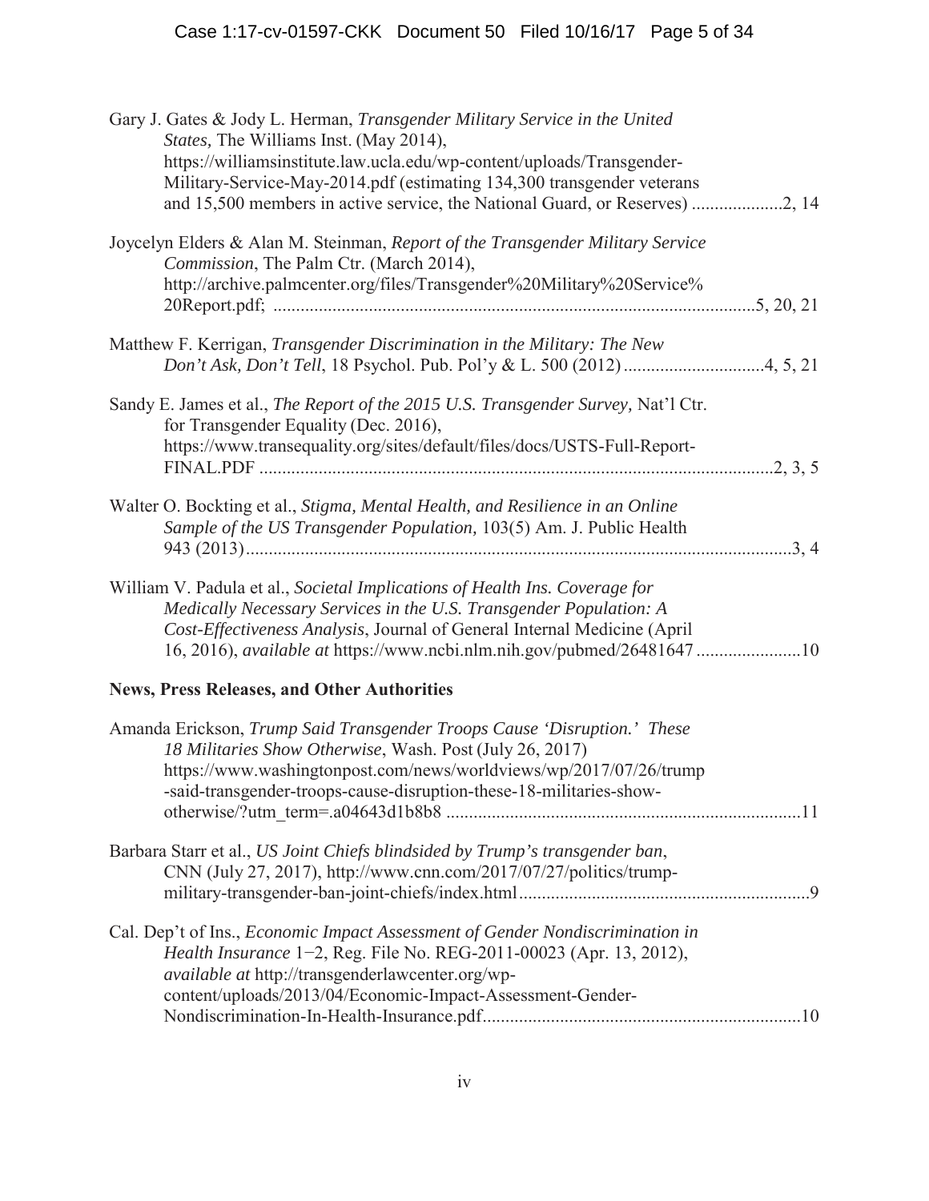Gary J. Gates & Jody L. Herman, *Transgender Military Service in the United States,* The Williams Inst. (May 2014), https://williamsinstitute.law.ucla.edu/wp-content/uploads/Transgender-Military-Service-May-2014.pdf (estimating 134,300 transgender veterans and 15,500 members in active service, the National Guard, or Reserves) ....................2, 14

Joycelyn Elders & Alan M. Steinman, *Report of the Transgender Military Service Commission*, The Palm Ctr. (March 2014), http://archive.palmcenter.org/files/Transgender%20Military%20Service%20Report.pdf; ..........................................................................................................5, 20, 21

Matthew F. Kerrigan, *Transgender Discrimination in the Military: The New Don't Ask, Don't Tell*, 18 Psychol. Pub. Pol'y & L. 500 (2012) ...............................4, 5, 21

Sandy E. James et al., *The Report of the 2015 U.S. Transgender Survey,* Nat'l Ctr. for Transgender Equality (Dec. 2016), https://www.transequality.org/sites/default/files/docs/USTS-Full-Report-FINAL.PDF .................................................................................................................2, 3, 5

Walter O. Bockting et al., *Stigma, Mental Health, and Resilience in an Online Sample of the US Transgender Population,* 103(5) Am. J. Public Health 943 (2013).......................................................................................................................3, 4

William V. Padula et al., *Societal Implications of Health Ins. Coverage for Medically Necessary Services in the U.S. Transgender Population: A Cost-Effectiveness Analysis*, Journal of General Internal Medicine (April 16, 2016), *available at* https://www.ncbi.nlm.nih.gov/pubmed/26481647 .......................10

**News, Press Releases, and Other Authorities**

Amanda Erickson, *Trump Said Transgender Troops Cause 'Disruption.' These 18 Militaries Show Otherwise*, Wash. Post (July 26, 2017) https://www.washingtonpost.com/news/worldviews/wp/2017/07/26/trump-said-transgender-troops-cause-disruption-these-18-militaries-show-otherwise/?utm_term=.a04643d1b8b8 .............................................................................11

Barbara Starr et al., *US Joint Chiefs blindsided by Trump's transgender ban*, CNN (July 27, 2017), http://www.cnn.com/2017/07/27/politics/trump-military-transgender-ban-joint-chiefs/index.html................................................................9

Cal. Dep't of Ins., *Economic Impact Assessment of Gender Nondiscrimination in Health Insurance* 1−2, Reg. File No. REG-2011-00023 (Apr. 13, 2012), *available at* http://transgenderlawcenter.org/wp-content/uploads/2013/04/Economic-Impact-Assessment-Gender-Nondiscrimination-In-Health-Insurance.pdf.....................................................................10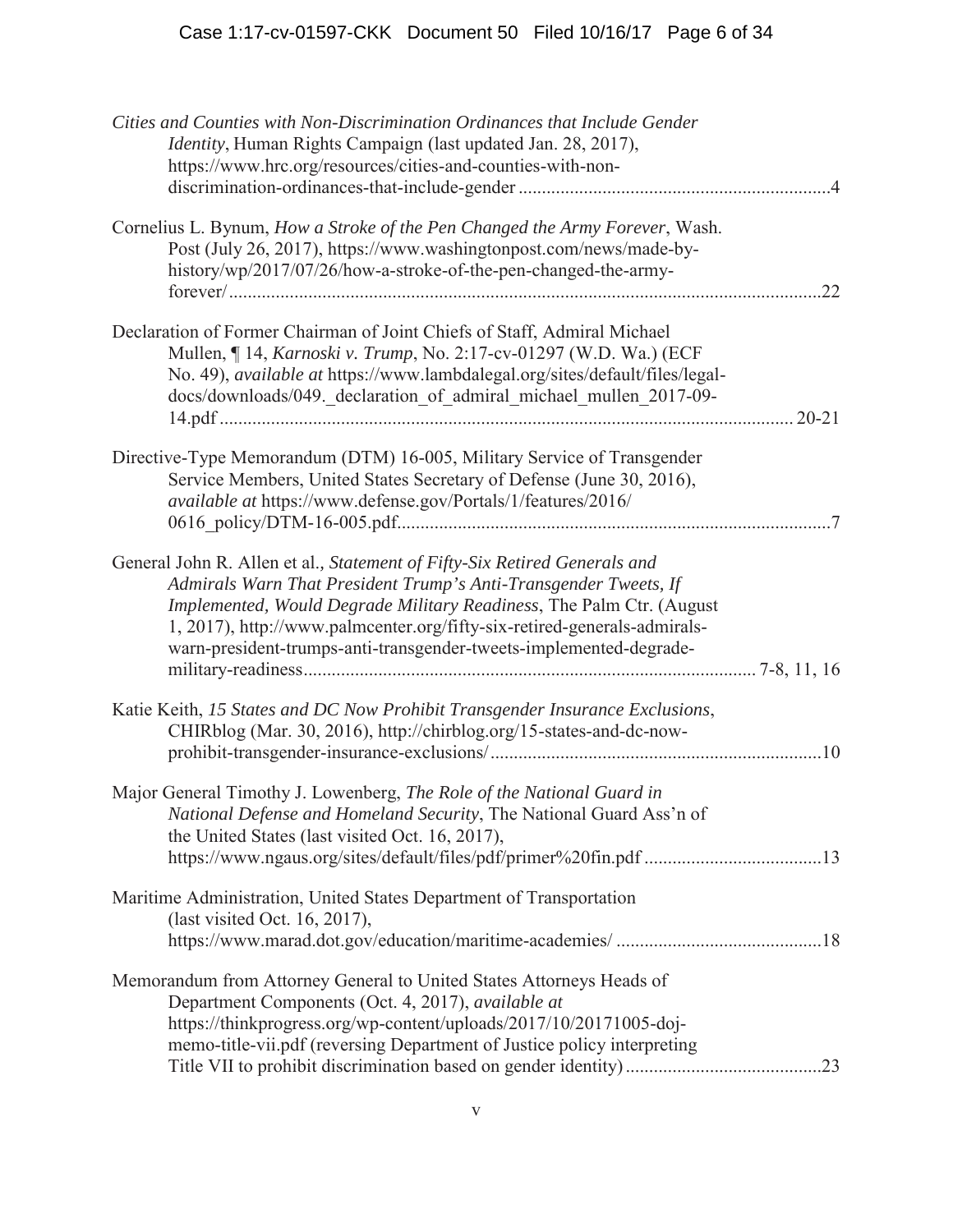*Cities and Counties with Non-Discrimination Ordinances that Include Gender Identity*, Human Rights Campaign (last updated Jan. 28, 2017), https://www.hrc.org/resources/cities-and-counties-with-non-discrimination-ordinances-that-include-gender ....................................................................4

Cornelius L. Bynum, *How a Stroke of the Pen Changed the Army Forever*, Wash. Post (July 26, 2017), https://www.washingtonpost.com/news/made-by-history/wp/2017/07/26/how-a-stroke-of-the-pen-changed-the-army-forever/ ...............................................................................................................................22

Declaration of Former Chairman of Joint Chiefs of Staff, Admiral Michael Mullen, ¶ 14, *Karnoski v. Trump*, No. 2:17-cv-01297 (W.D. Wa.) (ECF No. 49), *available at* https://www.lambdalegal.org/sites/default/files/legal-docs/downloads/049._declaration_of_admiral_michael_mullen_2017-09-14.pdf ........................................................................................................................ 20-21

Directive-Type Memorandum (DTM) 16-005, Military Service of Transgender Service Members, United States Secretary of Defense (June 30, 2016), *available at* https://www.defense.gov/Portals/1/features/2016/0616_policy/DTM-16-005.pdf.............................................................................................7

General John R. Allen et al*., Statement of Fifty-Six Retired Generals and Admirals Warn That President Trump's Anti-Transgender Tweets, If Implemented, Would Degrade Military Readiness*, The Palm Ctr. (August 1, 2017), http://www.palmcenter.org/fifty-six-retired-generals-admirals-warn-president-trumps-anti-transgender-tweets-implemented-degrade-military-readiness.................................................................................................. 7-8, 11, 16

Katie Keith, *15 States and DC Now Prohibit Transgender Insurance Exclusions*, CHIRblog (Mar. 30, 2016), http://chirblog.org/15-states-and-dc-now-prohibit-transgender-insurance-exclusions/.......................................................................10

Major General Timothy J. Lowenberg, *The Role of the National Guard in National Defense and Homeland Security*, The National Guard Ass'n of the United States (last visited Oct. 16, 2017), https://www.ngaus.org/sites/default/files/pdf/primer%20fin.pdf ......................................13

Maritime Administration, United States Department of Transportation (last visited Oct. 16, 2017), https://www.marad.dot.gov/education/maritime-academies/ ............................................18

Memorandum from Attorney General to United States Attorneys Heads of Department Components (Oct. 4, 2017), *available at* https://thinkprogress.org/wp-content/uploads/2017/10/20171005-doj-memo-title-vii.pdf (reversing Department of Justice policy interpreting Title VII to prohibit discrimination based on gender identity)..........................................23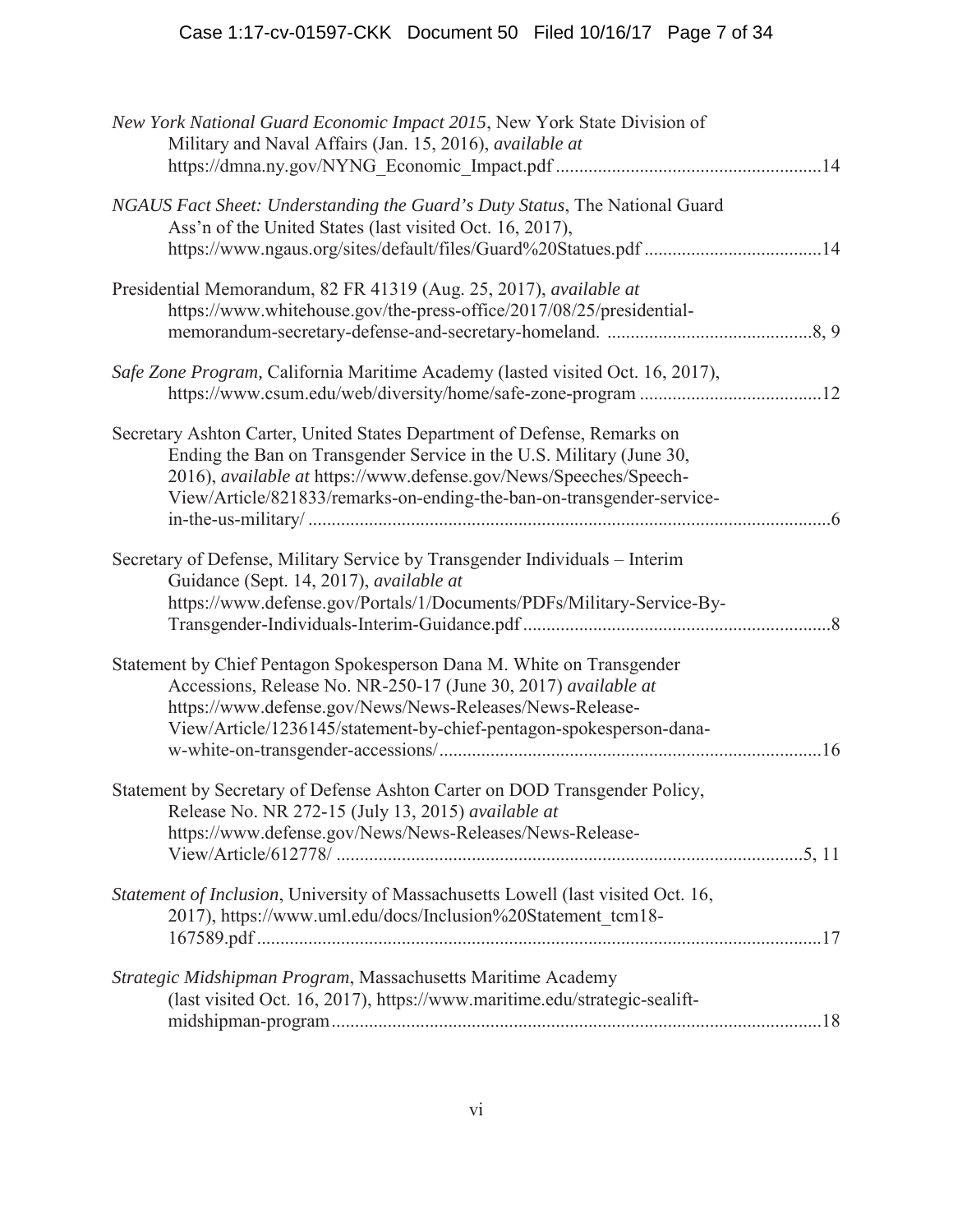*New York National Guard Economic Impact 2015*, New York State Division of Military and Naval Affairs (Jan. 15, 2016), *available at* https://dmna.ny.gov/NYNG_Economic_Impact.pdf ........................................................14

*NGAUS Fact Sheet: Understanding the Guard's Duty Status*, The National Guard Ass'n of the United States (last visited Oct. 16, 2017), https://www.ngaus.org/sites/default/files/Guard%20Statues.pdf .....................................14

Presidential Memorandum, 82 FR 41319 (Aug. 25, 2017), *available at* https://www.whitehouse.gov/the-press-office/2017/08/25/presidential-memorandum-secretary-defense-and-secretary-homeland. ...........................................8, 9

*Safe Zone Program,* California Maritime Academy (lasted visited Oct. 16, 2017), https://www.csum.edu/web/diversity/home/safe-zone-program .......................................12

Secretary Ashton Carter, United States Department of Defense, Remarks on Ending the Ban on Transgender Service in the U.S. Military (June 30, 2016), *available at* https://www.defense.gov/News/Speeches/Speech-View/Article/821833/remarks-on-ending-the-ban-on-transgender-service-in-the-us-military/ ...............................................................................................................6

Secretary of Defense, Military Service by Transgender Individuals – Interim Guidance (Sept. 14, 2017), *available at* https://www.defense.gov/Portals/1/Documents/PDFs/Military-Service-By-Transgender-Individuals-Interim-Guidance.pdf .................................................................8

Statement by Chief Pentagon Spokesperson Dana M. White on Transgender Accessions, Release No. NR-250-17 (June 30, 2017) *available at* https://www.defense.gov/News/News-Releases/News-Release-View/Article/1236145/statement-by-chief-pentagon-spokesperson-dana-w-white-on-transgender-accessions/.................................................................................16

Statement by Secretary of Defense Ashton Carter on DOD Transgender Policy, Release No. NR 272-15 (July 13, 2015) *available at* https://www.defense.gov/News/News-Releases/News-Release-View/Article/612778/ ...................................................................................................5, 11

*Statement of Inclusion*, University of Massachusetts Lowell (last visited Oct. 16, 2017), https://www.uml.edu/docs/Inclusion%20Statement_tcm18-167589.pdf ........................................................................................................................17

*Strategic Midshipman Program*, Massachusetts Maritime Academy (last visited Oct. 16, 2017), https://www.maritime.edu/strategic-sealift-midshipman-program........................................................................................................18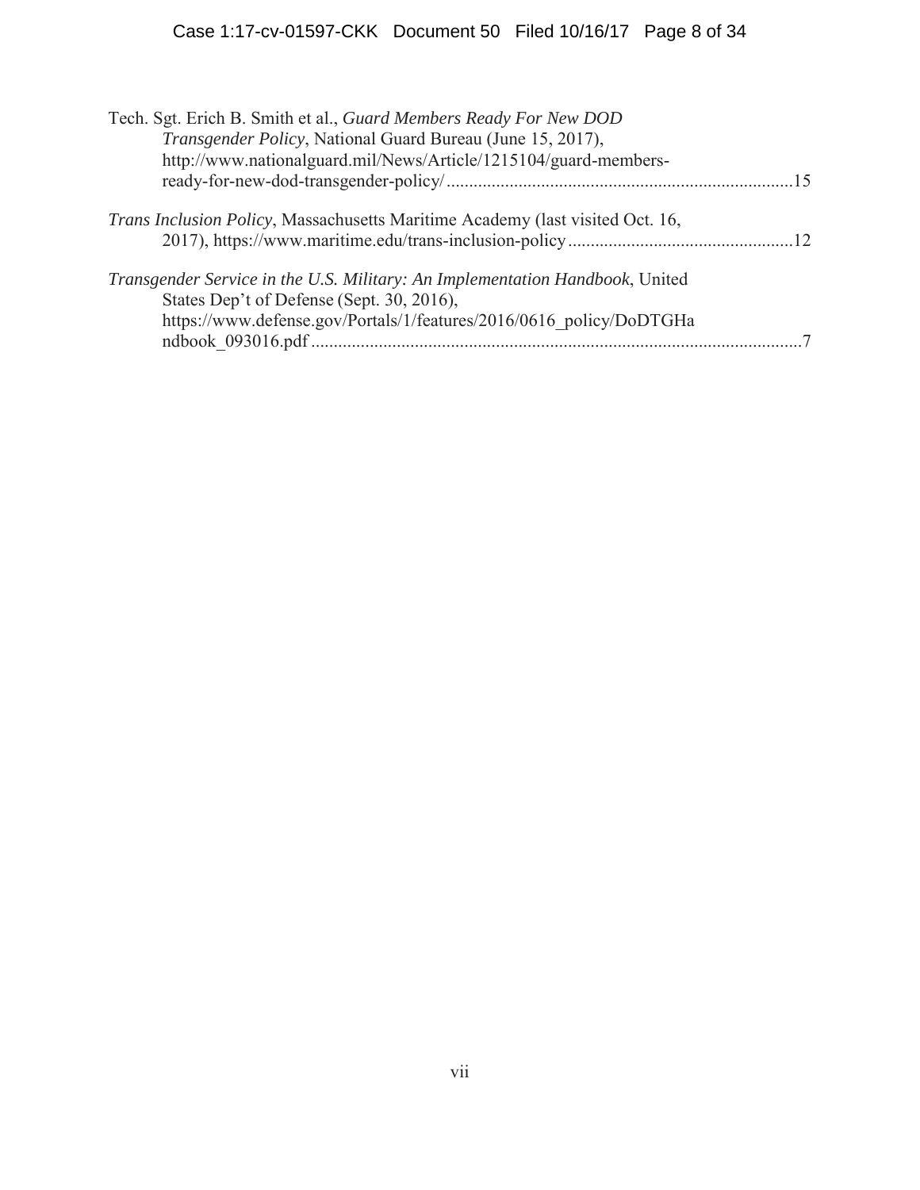Tech. Sgt. Erich B. Smith et al., *Guard Members Ready For New DOD Transgender Policy*, National Guard Bureau (June 15, 2017), http://www.nationalguard.mil/News/Article/1215104/guard-members-ready-for-new-dod-transgender-policy/ ............................................................................15

*Trans Inclusion Policy*, Massachusetts Maritime Academy (last visited Oct. 16, 2017), https://www.maritime.edu/trans-inclusion-policy .................................................12

*Transgender Service in the U.S. Military: An Implementation Handbook*, United States Dep't of Defense (Sept. 30, 2016), https://www.defense.gov/Portals/1/features/2016/0616_policy/DoDTGHandbook_093016.pdf ............................................................................................................7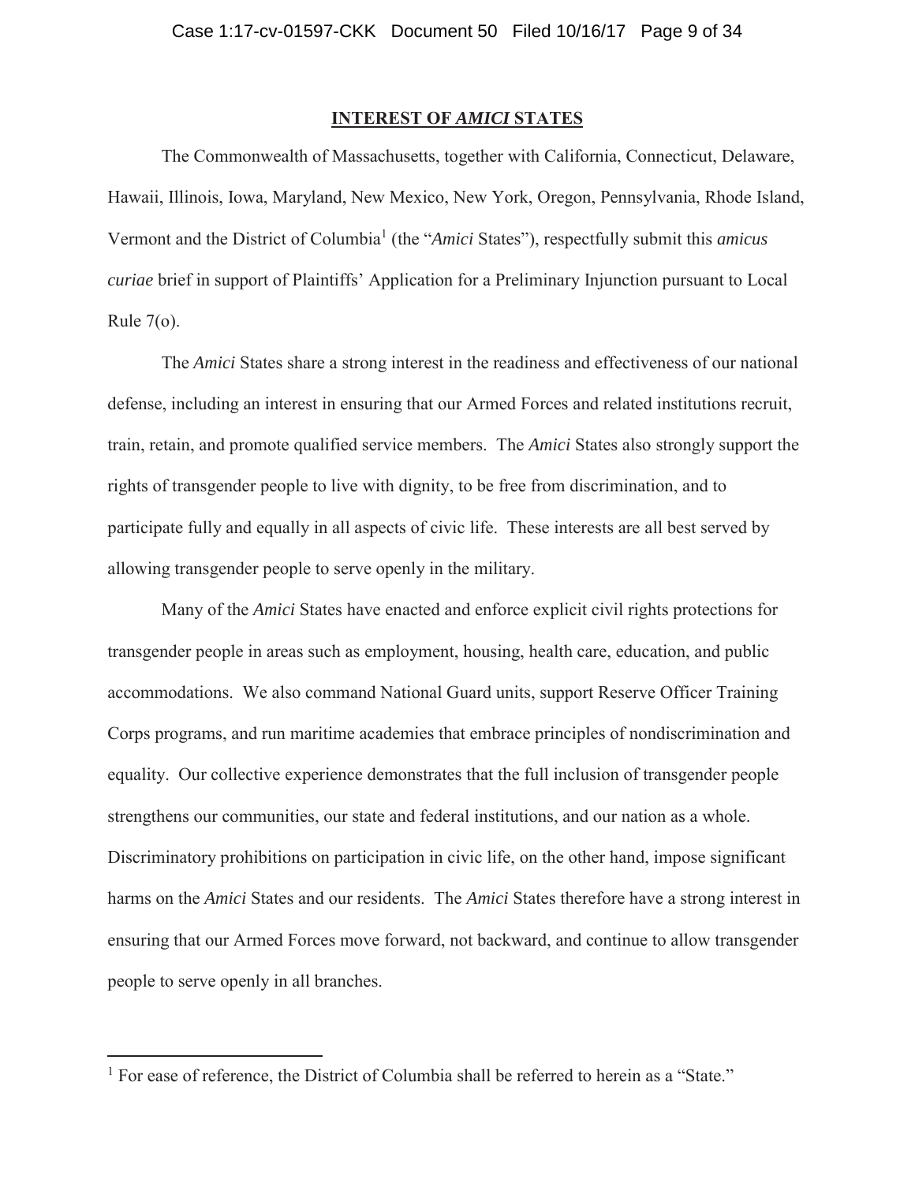## INTEREST OF *AMICI* STATES

The Commonwealth of Massachusetts, together with California, Connecticut, Delaware, Hawaii, Illinois, Iowa, Maryland, New Mexico, New York, Oregon, Pennsylvania, Rhode Island, Vermont and the District of Columbia[1] (the "*Amici* States"), respectfully submit this *amicus curiae* brief in support of Plaintiffs' Application for a Preliminary Injunction pursuant to Local Rule 7(o).

The *Amici* States share a strong interest in the readiness and effectiveness of our national defense, including an interest in ensuring that our Armed Forces and related institutions recruit, train, retain, and promote qualified service members. The *Amici* States also strongly support the rights of transgender people to live with dignity, to be free from discrimination, and to participate fully and equally in all aspects of civic life. These interests are all best served by allowing transgender people to serve openly in the military.

Many of the *Amici* States have enacted and enforce explicit civil rights protections for transgender people in areas such as employment, housing, health care, education, and public accommodations. We also command National Guard units, support Reserve Officer Training Corps programs, and run maritime academies that embrace principles of nondiscrimination and equality. Our collective experience demonstrates that the full inclusion of transgender people strengthens our communities, our state and federal institutions, and our nation as a whole. Discriminatory prohibitions on participation in civic life, on the other hand, impose significant harms on the *Amici* States and our residents. The *Amici* States therefore have a strong interest in ensuring that our Armed Forces move forward, not backward, and continue to allow transgender people to serve openly in all branches.

---

[1] For ease of reference, the District of Columbia shall be referred to herein as a "State."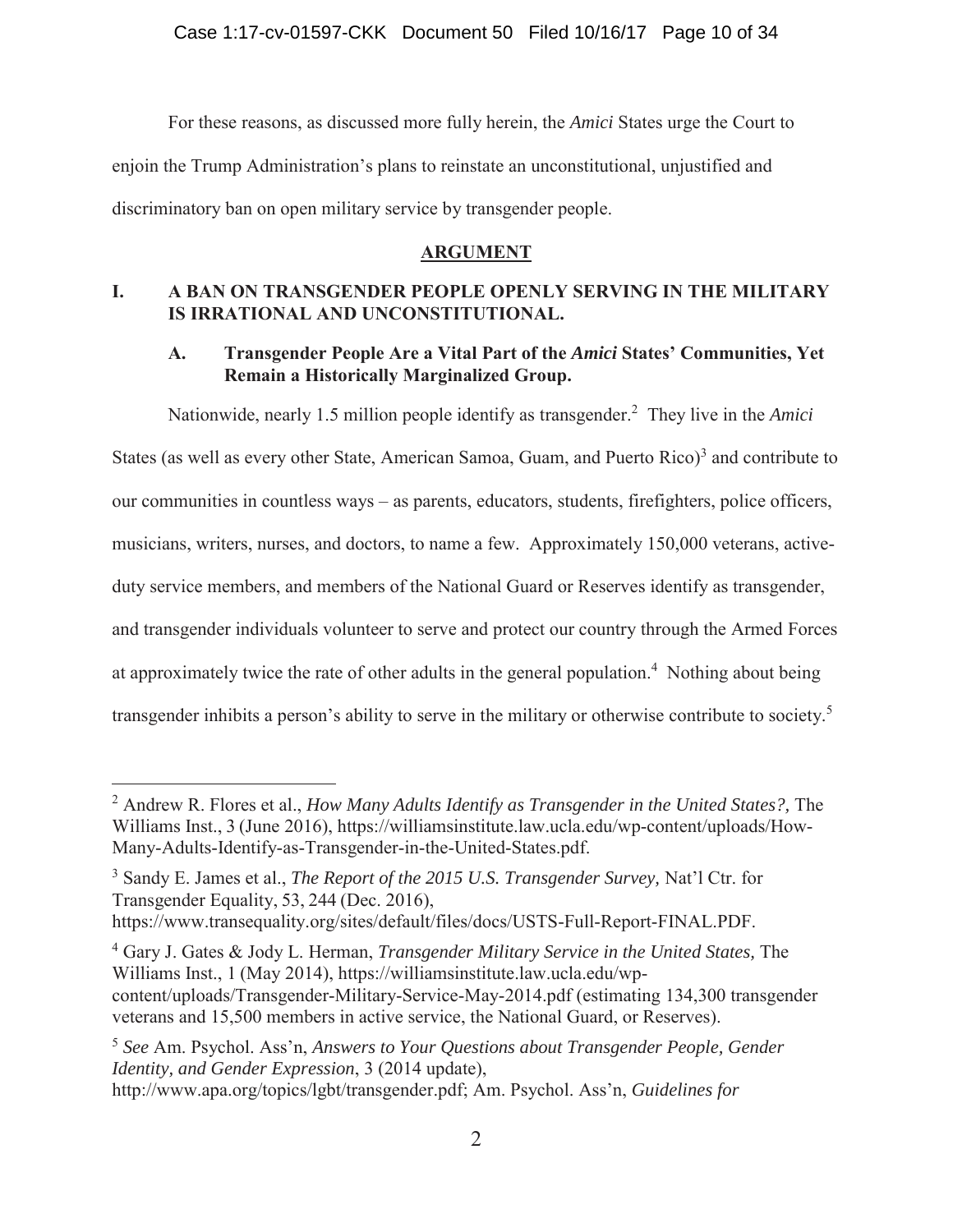For these reasons, as discussed more fully herein, the *Amici* States urge the Court to enjoin the Trump Administration's plans to reinstate an unconstitutional, unjustified and discriminatory ban on open military service by transgender people.

## ARGUMENT

### I. A BAN ON TRANSGENDER PEOPLE OPENLY SERVING IN THE MILITARY IS IRRATIONAL AND UNCONSTITUTIONAL.

#### A. Transgender People Are a Vital Part of the *Amici* States' Communities, Yet Remain a Historically Marginalized Group.

Nationwide, nearly 1.5 million people identify as transgender.[2] They live in the *Amici* States (as well as every other State, American Samoa, Guam, and Puerto Rico)[3] and contribute to our communities in countless ways – as parents, educators, students, firefighters, police officers, musicians, writers, nurses, and doctors, to name a few. Approximately 150,000 veterans, active-duty service members, and members of the National Guard or Reserves identify as transgender, and transgender individuals volunteer to serve and protect our country through the Armed Forces at approximately twice the rate of other adults in the general population.[4] Nothing about being transgender inhibits a person's ability to serve in the military or otherwise contribute to society.[5]

---

[2] Andrew R. Flores et al., *How Many Adults Identify as Transgender in the United States?,* The Williams Inst., 3 (June 2016), https://williamsinstitute.law.ucla.edu/wp-content/uploads/How-Many-Adults-Identify-as-Transgender-in-the-United-States.pdf.

[3] Sandy E. James et al., *The Report of the 2015 U.S. Transgender Survey,* Nat'l Ctr. for Transgender Equality, 53, 244 (Dec. 2016), https://www.transequality.org/sites/default/files/docs/USTS-Full-Report-FINAL.PDF.

[4] Gary J. Gates & Jody L. Herman, *Transgender Military Service in the United States,* The Williams Inst., 1 (May 2014), https://williamsinstitute.law.ucla.edu/wp-content/uploads/Transgender-Military-Service-May-2014.pdf (estimating 134,300 transgender veterans and 15,500 members in active service, the National Guard, or Reserves).

[5] *See* Am. Psychol. Ass'n, *Answers to Your Questions about Transgender People, Gender Identity, and Gender Expression*, 3 (2014 update), http://www.apa.org/topics/lgbt/transgender.pdf; Am. Psychol. Ass'n, *Guidelines for*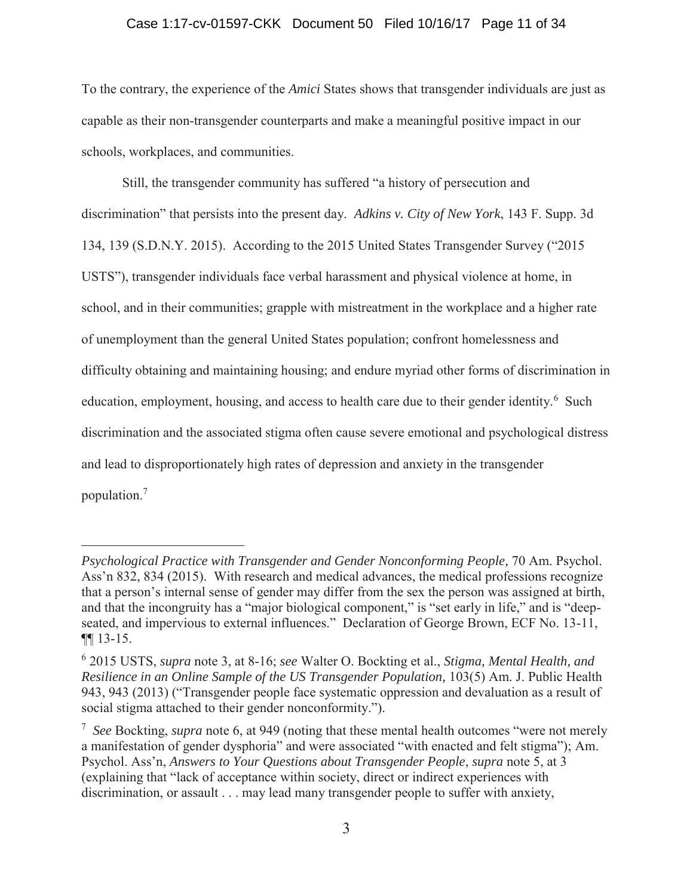To the contrary, the experience of the *Amici* States shows that transgender individuals are just as capable as their non-transgender counterparts and make a meaningful positive impact in our schools, workplaces, and communities.

Still, the transgender community has suffered "a history of persecution and discrimination" that persists into the present day. *Adkins v. City of New York*, 143 F. Supp. 3d 134, 139 (S.D.N.Y. 2015). According to the 2015 United States Transgender Survey ("2015 USTS"), transgender individuals face verbal harassment and physical violence at home, in school, and in their communities; grapple with mistreatment in the workplace and a higher rate of unemployment than the general United States population; confront homelessness and difficulty obtaining and maintaining housing; and endure myriad other forms of discrimination in education, employment, housing, and access to health care due to their gender identity.[6] Such discrimination and the associated stigma often cause severe emotional and psychological distress and lead to disproportionately high rates of depression and anxiety in the transgender population.[7]

---

*Psychological Practice with Transgender and Gender Nonconforming People,* 70 Am. Psychol. Ass'n 832, 834 (2015). With research and medical advances, the medical professions recognize that a person's internal sense of gender may differ from the sex the person was assigned at birth, and that the incongruity has a "major biological component," is "set early in life," and is "deep-seated, and impervious to external influences." Declaration of George Brown, ECF No. 13-11, ¶¶ 13-15.

[6] 2015 USTS, *supra* note 3, at 8-16; *see* Walter O. Bockting et al., *Stigma, Mental Health, and Resilience in an Online Sample of the US Transgender Population,* 103(5) Am. J. Public Health 943, 943 (2013) ("Transgender people face systematic oppression and devaluation as a result of social stigma attached to their gender nonconformity.").

[7] *See* Bockting, *supra* note 6, at 949 (noting that these mental health outcomes "were not merely a manifestation of gender dysphoria" and were associated "with enacted and felt stigma"); Am. Psychol. Ass'n, *Answers to Your Questions about Transgender People*, *supra* note 5, at 3 (explaining that "lack of acceptance within society, direct or indirect experiences with discrimination, or assault . . . may lead many transgender people to suffer with anxiety,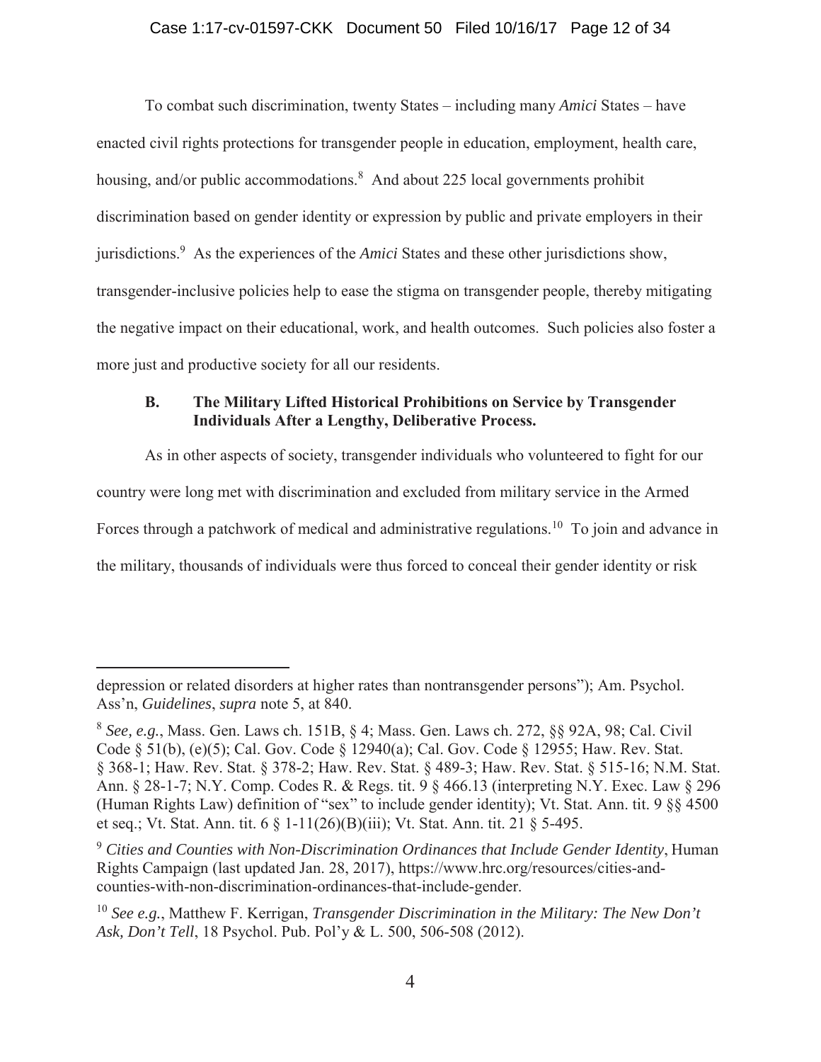To combat such discrimination, twenty States – including many *Amici* States – have enacted civil rights protections for transgender people in education, employment, health care, housing, and/or public accommodations.[8] And about 225 local governments prohibit discrimination based on gender identity or expression by public and private employers in their jurisdictions.[9] As the experiences of the *Amici* States and these other jurisdictions show, transgender-inclusive policies help to ease the stigma on transgender people, thereby mitigating the negative impact on their educational, work, and health outcomes. Such policies also foster a more just and productive society for all our residents.

### B. The Military Lifted Historical Prohibitions on Service by Transgender Individuals After a Lengthy, Deliberative Process.

As in other aspects of society, transgender individuals who volunteered to fight for our country were long met with discrimination and excluded from military service in the Armed Forces through a patchwork of medical and administrative regulations.[10] To join and advance in the military, thousands of individuals were thus forced to conceal their gender identity or risk

---

depression or related disorders at higher rates than nontransgender persons"); Am. Psychol. Ass'n, *Guidelines*, *supra* note 5, at 840.

[8] *See, e.g.*, Mass. Gen. Laws ch. 151B, § 4; Mass. Gen. Laws ch. 272, §§ 92A, 98; Cal. Civil Code § 51(b), (e)(5); Cal. Gov. Code § 12940(a); Cal. Gov. Code § 12955; Haw. Rev. Stat. § 368-1; Haw. Rev. Stat. § 378-2; Haw. Rev. Stat. § 489-3; Haw. Rev. Stat. § 515-16; N.M. Stat. Ann. § 28-1-7; N.Y. Comp. Codes R. & Regs. tit. 9 § 466.13 (interpreting N.Y. Exec. Law § 296 (Human Rights Law) definition of "sex" to include gender identity); Vt. Stat. Ann. tit. 9 §§ 4500 et seq.; Vt. Stat. Ann. tit. 6 § 1-11(26)(B)(iii); Vt. Stat. Ann. tit. 21 § 5-495.

[9] *Cities and Counties with Non-Discrimination Ordinances that Include Gender Identity*, Human Rights Campaign (last updated Jan. 28, 2017), https://www.hrc.org/resources/cities-and-counties-with-non-discrimination-ordinances-that-include-gender.

[10] *See e.g.*, Matthew F. Kerrigan, *Transgender Discrimination in the Military: The New Don't Ask, Don't Tell*, 18 Psychol. Pub. Pol'y & L. 500, 506-508 (2012).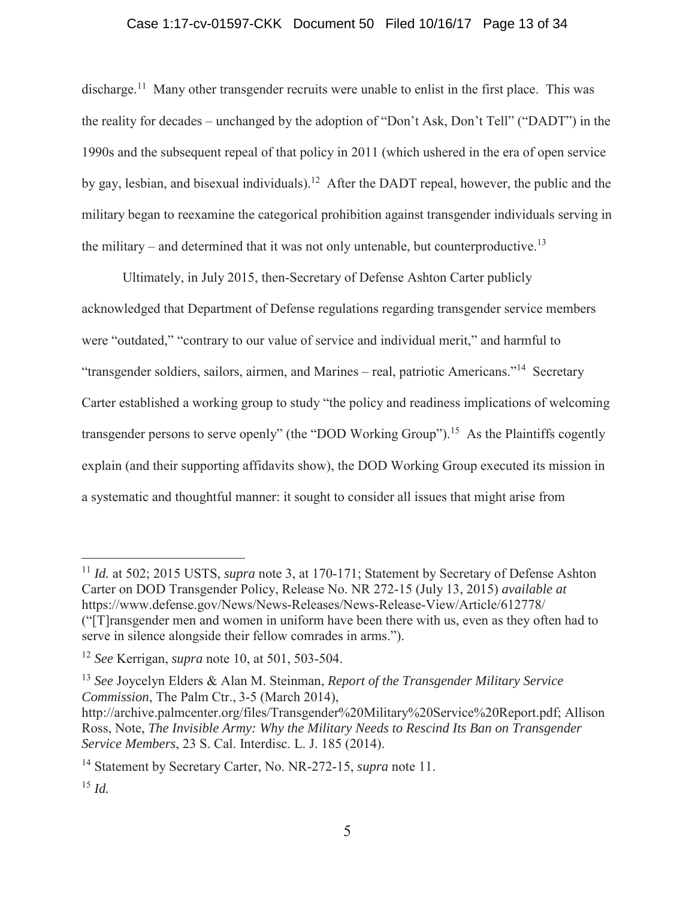discharge.[11] Many other transgender recruits were unable to enlist in the first place. This was the reality for decades – unchanged by the adoption of "Don't Ask, Don't Tell" ("DADT") in the 1990s and the subsequent repeal of that policy in 2011 (which ushered in the era of open service by gay, lesbian, and bisexual individuals).[12] After the DADT repeal, however, the public and the military began to reexamine the categorical prohibition against transgender individuals serving in the military – and determined that it was not only untenable, but counterproductive.[13]

Ultimately, in July 2015, then-Secretary of Defense Ashton Carter publicly acknowledged that Department of Defense regulations regarding transgender service members were "outdated," "contrary to our value of service and individual merit," and harmful to "transgender soldiers, sailors, airmen, and Marines – real, patriotic Americans."[14] Secretary Carter established a working group to study "the policy and readiness implications of welcoming transgender persons to serve openly" (the "DOD Working Group").[15] As the Plaintiffs cogently explain (and their supporting affidavits show), the DOD Working Group executed its mission in a systematic and thoughtful manner: it sought to consider all issues that might arise from

---

[11] *Id.* at 502; 2015 USTS, *supra* note 3, at 170-171; Statement by Secretary of Defense Ashton Carter on DOD Transgender Policy, Release No. NR 272-15 (July 13, 2015) *available at* https://www.defense.gov/News/News-Releases/News-Release-View/Article/612778/ ("[T]ransgender men and women in uniform have been there with us, even as they often had to serve in silence alongside their fellow comrades in arms.").

[12] *See* Kerrigan, *supra* note 10, at 501, 503-504.

[13] *See* Joycelyn Elders & Alan M. Steinman, *Report of the Transgender Military Service Commission*, The Palm Ctr., 3-5 (March 2014), http://archive.palmcenter.org/files/Transgender%20Military%20Service%20Report.pdf; Allison Ross, Note, *The Invisible Army: Why the Military Needs to Rescind Its Ban on Transgender Service Members*, 23 S. Cal. Interdisc. L. J. 185 (2014).

[14] Statement by Secretary Carter, No. NR-272-15, *supra* note 11.

[15] *Id.*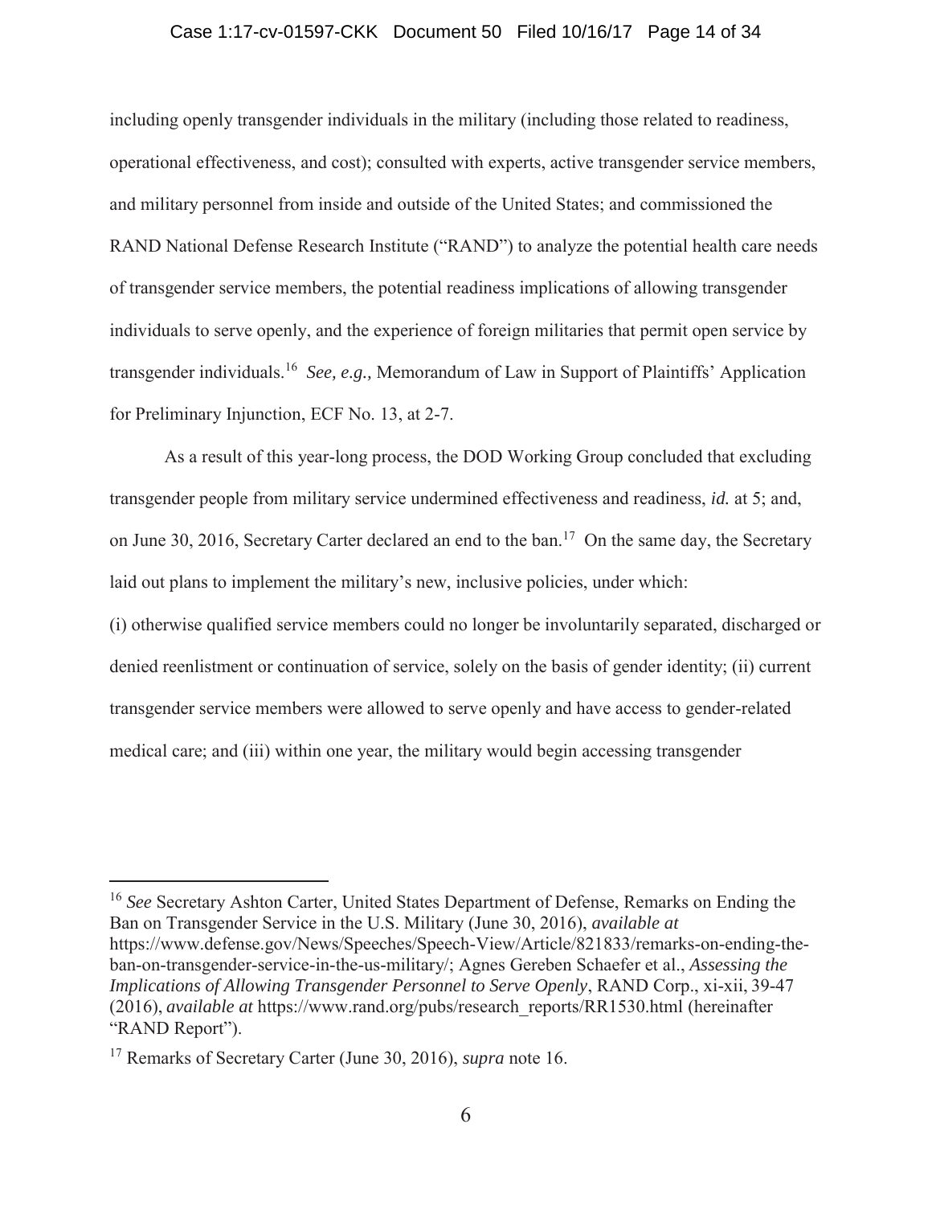including openly transgender individuals in the military (including those related to readiness, operational effectiveness, and cost); consulted with experts, active transgender service members, and military personnel from inside and outside of the United States; and commissioned the RAND National Defense Research Institute ("RAND") to analyze the potential health care needs of transgender service members, the potential readiness implications of allowing transgender individuals to serve openly, and the experience of foreign militaries that permit open service by transgender individuals.[16] *See, e.g.,* Memorandum of Law in Support of Plaintiffs' Application for Preliminary Injunction, ECF No. 13, at 2-7.

As a result of this year-long process, the DOD Working Group concluded that excluding transgender people from military service undermined effectiveness and readiness, *id.* at 5; and, on June 30, 2016, Secretary Carter declared an end to the ban.[17] On the same day, the Secretary laid out plans to implement the military's new, inclusive policies, under which:

(i) otherwise qualified service members could no longer be involuntarily separated, discharged or denied reenlistment or continuation of service, solely on the basis of gender identity; (ii) current transgender service members were allowed to serve openly and have access to gender-related medical care; and (iii) within one year, the military would begin accessing transgender

---

[16] *See* Secretary Ashton Carter, United States Department of Defense, Remarks on Ending the Ban on Transgender Service in the U.S. Military (June 30, 2016), *available at* https://www.defense.gov/News/Speeches/Speech-View/Article/821833/remarks-on-ending-the-ban-on-transgender-service-in-the-us-military/; Agnes Gereben Schaefer et al., *Assessing the Implications of Allowing Transgender Personnel to Serve Openly*, RAND Corp., xi-xii, 39-47 (2016), *available at* https://www.rand.org/pubs/research_reports/RR1530.html (hereinafter "RAND Report").

[17] Remarks of Secretary Carter (June 30, 2016), *supra* note 16.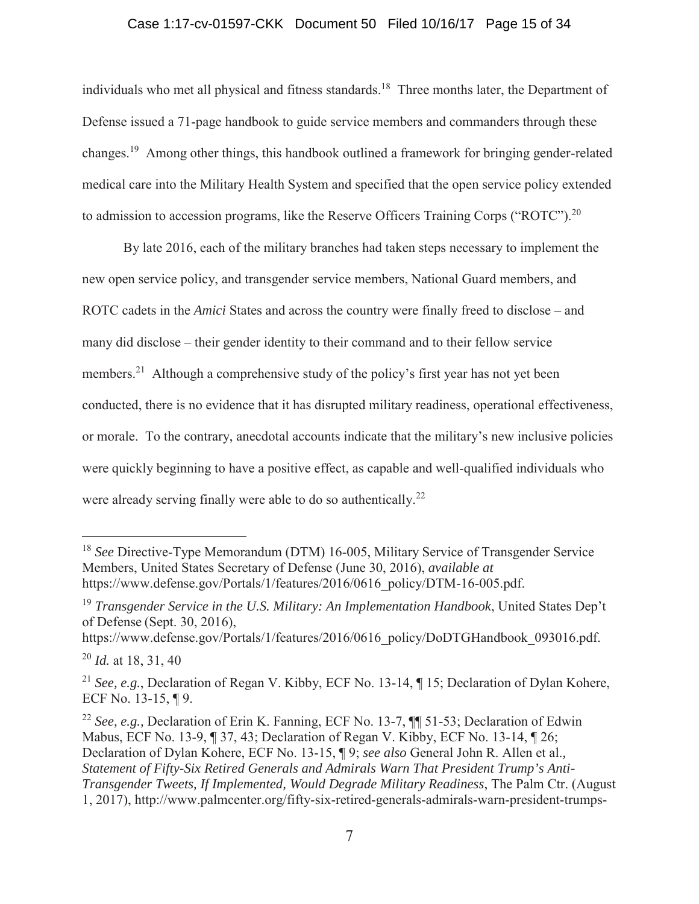individuals who met all physical and fitness standards.[18] Three months later, the Department of Defense issued a 71-page handbook to guide service members and commanders through these changes.[19] Among other things, this handbook outlined a framework for bringing gender-related medical care into the Military Health System and specified that the open service policy extended to admission to accession programs, like the Reserve Officers Training Corps ("ROTC").[20]

By late 2016, each of the military branches had taken steps necessary to implement the new open service policy, and transgender service members, National Guard members, and ROTC cadets in the *Amici* States and across the country were finally freed to disclose – and many did disclose – their gender identity to their command and to their fellow service members.[21] Although a comprehensive study of the policy's first year has not yet been conducted, there is no evidence that it has disrupted military readiness, operational effectiveness, or morale. To the contrary, anecdotal accounts indicate that the military's new inclusive policies were quickly beginning to have a positive effect, as capable and well-qualified individuals who were already serving finally were able to do so authentically.[22]

---

[18] *See* Directive-Type Memorandum (DTM) 16-005, Military Service of Transgender Service Members, United States Secretary of Defense (June 30, 2016), *available at* https://www.defense.gov/Portals/1/features/2016/0616_policy/DTM-16-005.pdf.

[19] *Transgender Service in the U.S. Military: An Implementation Handbook*, United States Dep't of Defense (Sept. 30, 2016), https://www.defense.gov/Portals/1/features/2016/0616_policy/DoDTGHandbook_093016.pdf.

[20] *Id.* at 18, 31, 40

[21] *See, e.g.*, Declaration of Regan V. Kibby, ECF No. 13-14, ¶ 15; Declaration of Dylan Kohere, ECF No. 13-15, ¶ 9.

[22] *See, e.g.,* Declaration of Erin K. Fanning, ECF No. 13-7, ¶¶ 51-53; Declaration of Edwin Mabus, ECF No. 13-9, ¶ 37, 43; Declaration of Regan V. Kibby, ECF No. 13-14, ¶ 26; Declaration of Dylan Kohere, ECF No. 13-15, ¶ 9; *see also* General John R. Allen et al., *Statement of Fifty-Six Retired Generals and Admirals Warn That President Trump's Anti-Transgender Tweets, If Implemented, Would Degrade Military Readiness*, The Palm Ctr. (August 1, 2017), http://www.palmcenter.org/fifty-six-retired-generals-admirals-warn-president-trumps-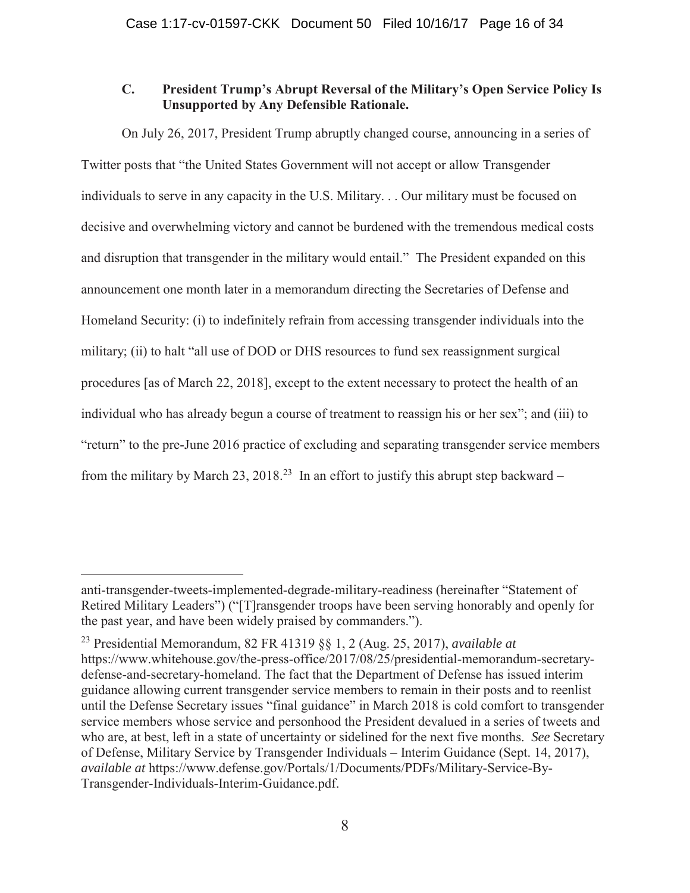### C. President Trump's Abrupt Reversal of the Military's Open Service Policy Is Unsupported by Any Defensible Rationale.

On July 26, 2017, President Trump abruptly changed course, announcing in a series of Twitter posts that "the United States Government will not accept or allow Transgender individuals to serve in any capacity in the U.S. Military. . . Our military must be focused on decisive and overwhelming victory and cannot be burdened with the tremendous medical costs and disruption that transgender in the military would entail." The President expanded on this announcement one month later in a memorandum directing the Secretaries of Defense and Homeland Security: (i) to indefinitely refrain from accessing transgender individuals into the military; (ii) to halt "all use of DOD or DHS resources to fund sex reassignment surgical procedures [as of March 22, 2018], except to the extent necessary to protect the health of an individual who has already begun a course of treatment to reassign his or her sex"; and (iii) to "return" to the pre-June 2016 practice of excluding and separating transgender service members from the military by March 23, 2018.[23] In an effort to justify this abrupt step backward –

---

anti-transgender-tweets-implemented-degrade-military-readiness (hereinafter "Statement of Retired Military Leaders") ("[T]ransgender troops have been serving honorably and openly for the past year, and have been widely praised by commanders.").

[23] Presidential Memorandum, 82 FR 41319 §§ 1, 2 (Aug. 25, 2017), *available at* https://www.whitehouse.gov/the-press-office/2017/08/25/presidential-memorandum-secretary-defense-and-secretary-homeland. The fact that the Department of Defense has issued interim guidance allowing current transgender service members to remain in their posts and to reenlist until the Defense Secretary issues "final guidance" in March 2018 is cold comfort to transgender service members whose service and personhood the President devalued in a series of tweets and who are, at best, left in a state of uncertainty or sidelined for the next five months. *See* Secretary of Defense, Military Service by Transgender Individuals – Interim Guidance (Sept. 14, 2017), *available at* https://www.defense.gov/Portals/1/Documents/PDFs/Military-Service-By-Transgender-Individuals-Interim-Guidance.pdf.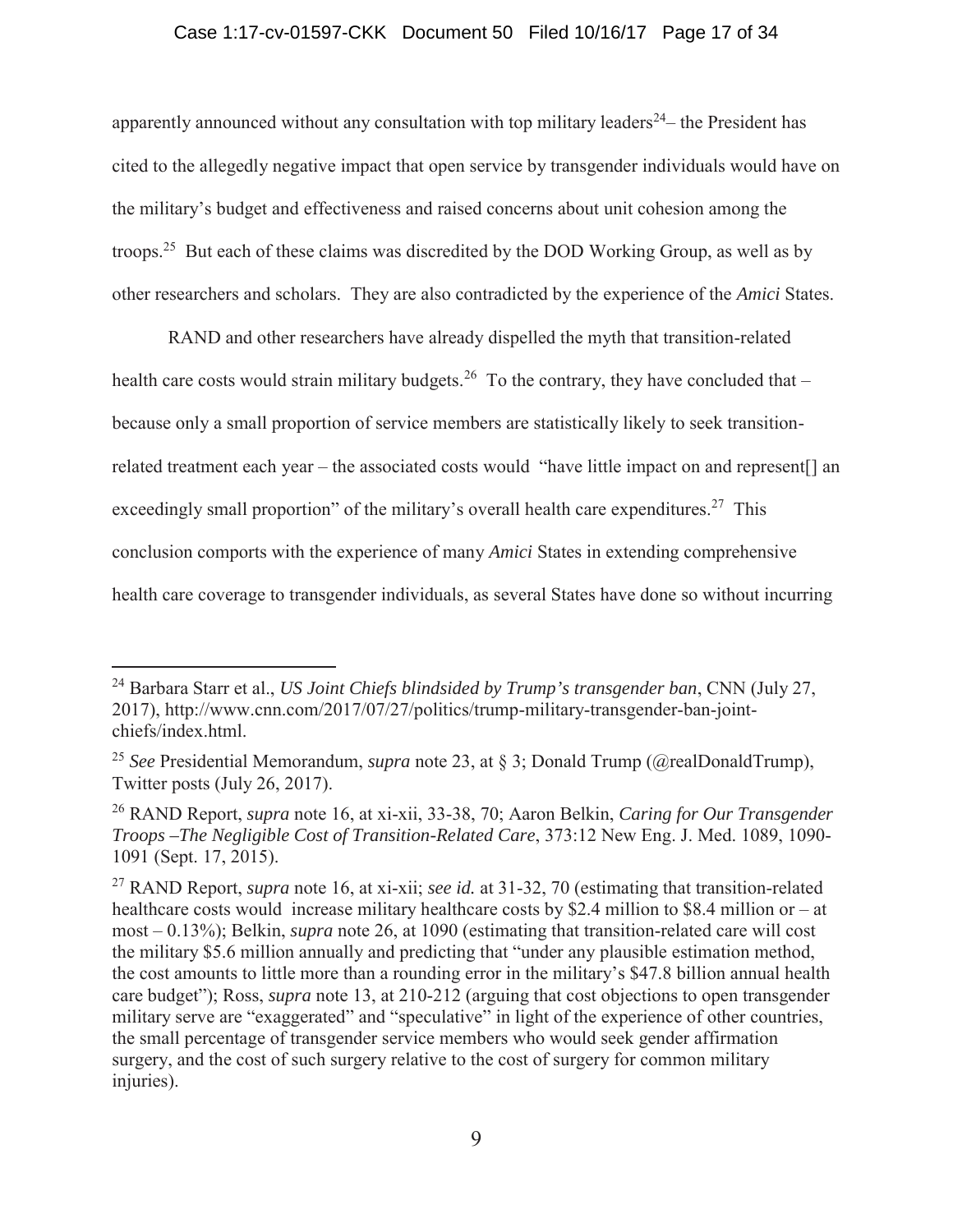apparently announced without any consultation with top military leaders[24]– the President has cited to the allegedly negative impact that open service by transgender individuals would have on the military's budget and effectiveness and raised concerns about unit cohesion among the troops.[25] But each of these claims was discredited by the DOD Working Group, as well as by other researchers and scholars. They are also contradicted by the experience of the *Amici* States.

RAND and other researchers have already dispelled the myth that transition-related health care costs would strain military budgets.[26] To the contrary, they have concluded that – because only a small proportion of service members are statistically likely to seek transition-related treatment each year – the associated costs would "have little impact on and represent[] an exceedingly small proportion" of the military's overall health care expenditures.[27] This conclusion comports with the experience of many *Amici* States in extending comprehensive health care coverage to transgender individuals, as several States have done so without incurring

---

[24] Barbara Starr et al., *US Joint Chiefs blindsided by Trump's transgender ban*, CNN (July 27, 2017), http://www.cnn.com/2017/07/27/politics/trump-military-transgender-ban-joint-chiefs/index.html.

[25] *See* Presidential Memorandum, *supra* note 23, at § 3; Donald Trump (@realDonaldTrump), Twitter posts (July 26, 2017).

[26] RAND Report, *supra* note 16, at xi-xii, 33-38, 70; Aaron Belkin, *Caring for Our Transgender Troops –The Negligible Cost of Transition-Related Care*, 373:12 New Eng. J. Med. 1089, 1090-1091 (Sept. 17, 2015).

[27] RAND Report, *supra* note 16, at xi-xii; *see id.* at 31-32, 70 (estimating that transition-related healthcare costs would increase military healthcare costs by $2.4 million to $8.4 million or – at most – 0.13%); Belkin, *supra* note 26, at 1090 (estimating that transition-related care will cost the military $5.6 million annually and predicting that "under any plausible estimation method, the cost amounts to little more than a rounding error in the military's $47.8 billion annual health care budget"); Ross, *supra* note 13, at 210-212 (arguing that cost objections to open transgender military serve are "exaggerated" and "speculative" in light of the experience of other countries, the small percentage of transgender service members who would seek gender affirmation surgery, and the cost of such surgery relative to the cost of surgery for common military injuries).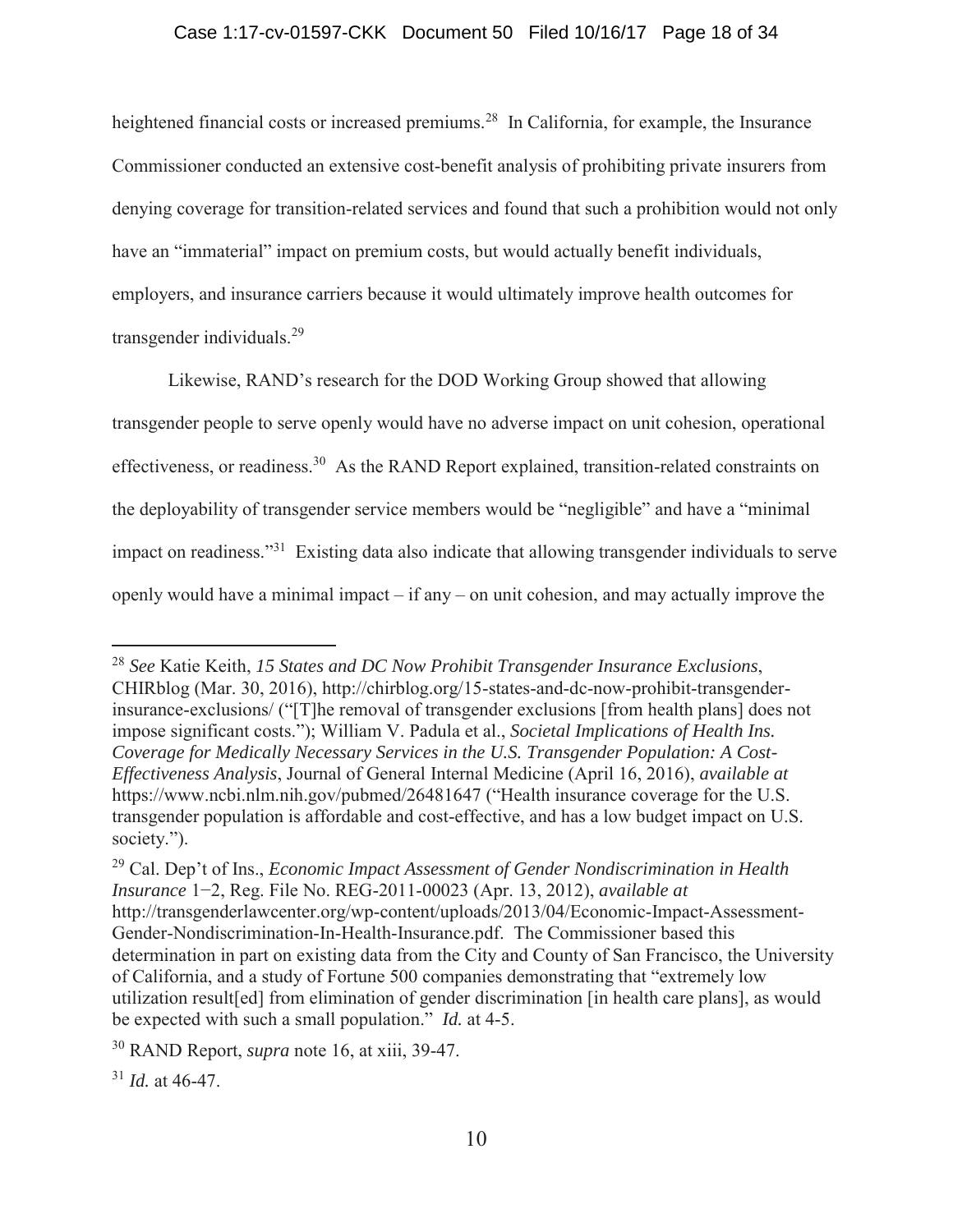heightened financial costs or increased premiums.[28] In California, for example, the Insurance Commissioner conducted an extensive cost-benefit analysis of prohibiting private insurers from denying coverage for transition-related services and found that such a prohibition would not only have an "immaterial" impact on premium costs, but would actually benefit individuals, employers, and insurance carriers because it would ultimately improve health outcomes for transgender individuals.[29]

Likewise, RAND's research for the DOD Working Group showed that allowing transgender people to serve openly would have no adverse impact on unit cohesion, operational effectiveness, or readiness.[30] As the RAND Report explained, transition-related constraints on the deployability of transgender service members would be "negligible" and have a "minimal impact on readiness."[31] Existing data also indicate that allowing transgender individuals to serve openly would have a minimal impact – if any – on unit cohesion, and may actually improve the

---

[28] *See* Katie Keith, *15 States and DC Now Prohibit Transgender Insurance Exclusions*, CHIRblog (Mar. 30, 2016), http://chirblog.org/15-states-and-dc-now-prohibit-transgender-insurance-exclusions/ ("[T]he removal of transgender exclusions [from health plans] does not impose significant costs."); William V. Padula et al., *Societal Implications of Health Ins. Coverage for Medically Necessary Services in the U.S. Transgender Population: A Cost-Effectiveness Analysis*, Journal of General Internal Medicine (April 16, 2016), *available at* https://www.ncbi.nlm.nih.gov/pubmed/26481647 ("Health insurance coverage for the U.S. transgender population is affordable and cost-effective, and has a low budget impact on U.S. society.").

[29] Cal. Dep't of Ins., *Economic Impact Assessment of Gender Nondiscrimination in Health Insurance* 1−2, Reg. File No. REG-2011-00023 (Apr. 13, 2012), *available at* http://transgenderlawcenter.org/wp-content/uploads/2013/04/Economic-Impact-Assessment-Gender-Nondiscrimination-In-Health-Insurance.pdf. The Commissioner based this determination in part on existing data from the City and County of San Francisco, the University of California, and a study of Fortune 500 companies demonstrating that "extremely low utilization result[ed] from elimination of gender discrimination [in health care plans], as would be expected with such a small population." *Id.* at 4-5.

[30] RAND Report, *supra* note 16, at xiii, 39-47.

[31] *Id.* at 46-47.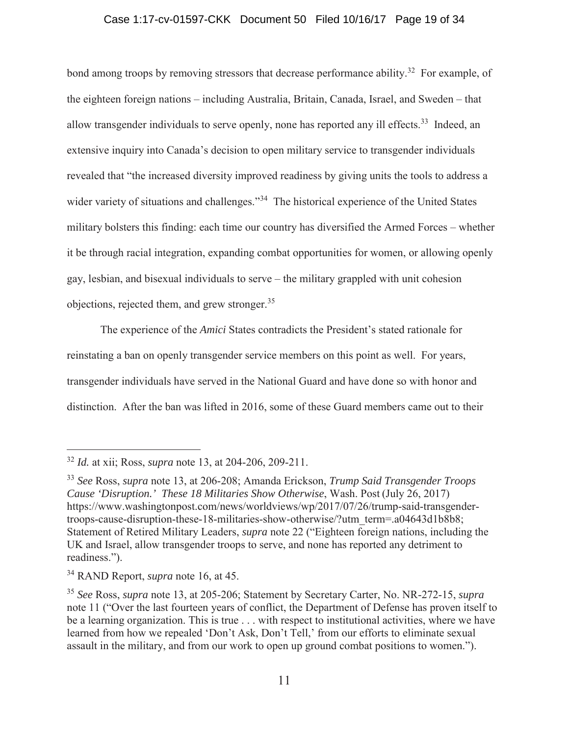bond among troops by removing stressors that decrease performance ability.[32] For example, of the eighteen foreign nations – including Australia, Britain, Canada, Israel, and Sweden – that allow transgender individuals to serve openly, none has reported any ill effects.[33] Indeed, an extensive inquiry into Canada's decision to open military service to transgender individuals revealed that "the increased diversity improved readiness by giving units the tools to address a wider variety of situations and challenges."[34] The historical experience of the United States military bolsters this finding: each time our country has diversified the Armed Forces – whether it be through racial integration, expanding combat opportunities for women, or allowing openly gay, lesbian, and bisexual individuals to serve – the military grappled with unit cohesion objections, rejected them, and grew stronger.[35]

The experience of the *Amici* States contradicts the President's stated rationale for reinstating a ban on openly transgender service members on this point as well. For years, transgender individuals have served in the National Guard and have done so with honor and distinction. After the ban was lifted in 2016, some of these Guard members came out to their

---

[32] *Id.* at xii; Ross, *supra* note 13, at 204-206, 209-211.

[33] *See* Ross, *supra* note 13, at 206-208; Amanda Erickson, *Trump Said Transgender Troops Cause 'Disruption.' These 18 Militaries Show Otherwise*, Wash. Post (July 26, 2017) https://www.washingtonpost.com/news/worldviews/wp/2017/07/26/trump-said-transgender-troops-cause-disruption-these-18-militaries-show-otherwise/?utm_term=.a04643d1b8b8; Statement of Retired Military Leaders, *supra* note 22 ("Eighteen foreign nations, including the UK and Israel, allow transgender troops to serve, and none has reported any detriment to readiness.").

[34] RAND Report, *supra* note 16, at 45.

[35] *See* Ross, *supra* note 13, at 205-206; Statement by Secretary Carter, No. NR-272-15, *supra* note 11 ("Over the last fourteen years of conflict, the Department of Defense has proven itself to be a learning organization. This is true . . . with respect to institutional activities, where we have learned from how we repealed 'Don't Ask, Don't Tell,' from our efforts to eliminate sexual assault in the military, and from our work to open up ground combat positions to women.").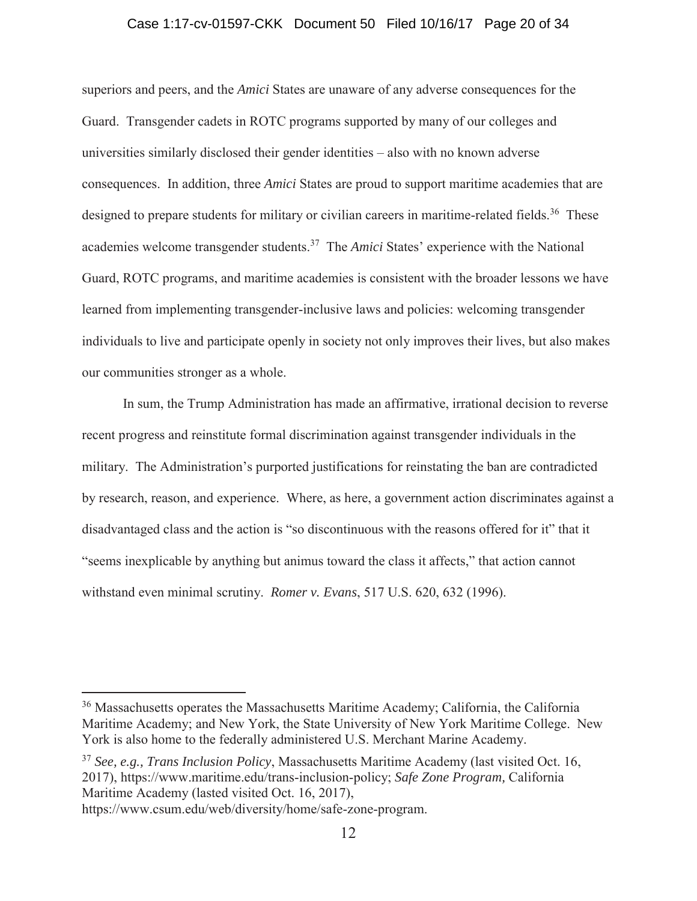superiors and peers, and the *Amici* States are unaware of any adverse consequences for the Guard. Transgender cadets in ROTC programs supported by many of our colleges and universities similarly disclosed their gender identities – also with no known adverse consequences. In addition, three *Amici* States are proud to support maritime academies that are designed to prepare students for military or civilian careers in maritime-related fields.[36] These academies welcome transgender students.[37] The *Amici* States' experience with the National Guard, ROTC programs, and maritime academies is consistent with the broader lessons we have learned from implementing transgender-inclusive laws and policies: welcoming transgender individuals to live and participate openly in society not only improves their lives, but also makes our communities stronger as a whole.

In sum, the Trump Administration has made an affirmative, irrational decision to reverse recent progress and reinstitute formal discrimination against transgender individuals in the military. The Administration's purported justifications for reinstating the ban are contradicted by research, reason, and experience. Where, as here, a government action discriminates against a disadvantaged class and the action is "so discontinuous with the reasons offered for it" that it "seems inexplicable by anything but animus toward the class it affects," that action cannot withstand even minimal scrutiny. *Romer v. Evans*, 517 U.S. 620, 632 (1996).

---

[36] Massachusetts operates the Massachusetts Maritime Academy; California, the California Maritime Academy; and New York, the State University of New York Maritime College. New York is also home to the federally administered U.S. Merchant Marine Academy.

[37] *See, e.g.*, *Trans Inclusion Policy*, Massachusetts Maritime Academy (last visited Oct. 16, 2017), https://www.maritime.edu/trans-inclusion-policy; *Safe Zone Program*, California Maritime Academy (lasted visited Oct. 16, 2017), https://www.csum.edu/web/diversity/home/safe-zone-program.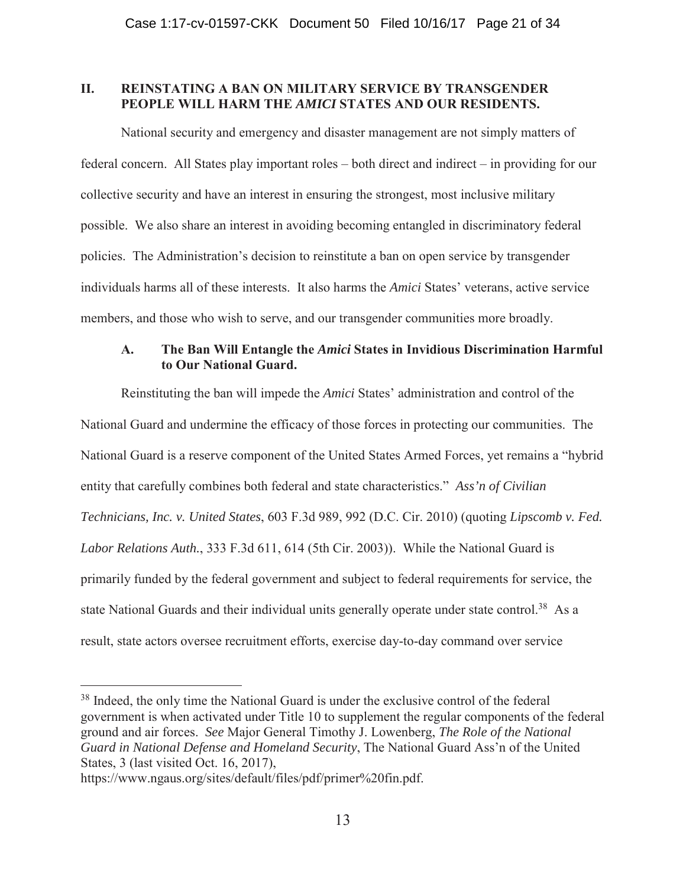## II. REINSTATING A BAN ON MILITARY SERVICE BY TRANSGENDER PEOPLE WILL HARM THE *AMICI* STATES AND OUR RESIDENTS.

National security and emergency and disaster management are not simply matters of federal concern. All States play important roles – both direct and indirect – in providing for our collective security and have an interest in ensuring the strongest, most inclusive military possible. We also share an interest in avoiding becoming entangled in discriminatory federal policies. The Administration's decision to reinstitute a ban on open service by transgender individuals harms all of these interests. It also harms the *Amici* States' veterans, active service members, and those who wish to serve, and our transgender communities more broadly.

### A. The Ban Will Entangle the *Amici* States in Invidious Discrimination Harmful to Our National Guard.

Reinstituting the ban will impede the *Amici* States' administration and control of the National Guard and undermine the efficacy of those forces in protecting our communities. The National Guard is a reserve component of the United States Armed Forces, yet remains a "hybrid entity that carefully combines both federal and state characteristics." *Ass'n of Civilian Technicians, Inc. v. United States*, 603 F.3d 989, 992 (D.C. Cir. 2010) (quoting *Lipscomb v. Fed. Labor Relations Auth.*, 333 F.3d 611, 614 (5th Cir. 2003)). While the National Guard is primarily funded by the federal government and subject to federal requirements for service, the state National Guards and their individual units generally operate under state control.[38] As a result, state actors oversee recruitment efforts, exercise day-to-day command over service

---

[38] Indeed, the only time the National Guard is under the exclusive control of the federal government is when activated under Title 10 to supplement the regular components of the federal ground and air forces. *See* Major General Timothy J. Lowenberg, *The Role of the National Guard in National Defense and Homeland Security*, The National Guard Ass'n of the United States, 3 (last visited Oct. 16, 2017), https://www.ngaus.org/sites/default/files/pdf/primer%20fin.pdf.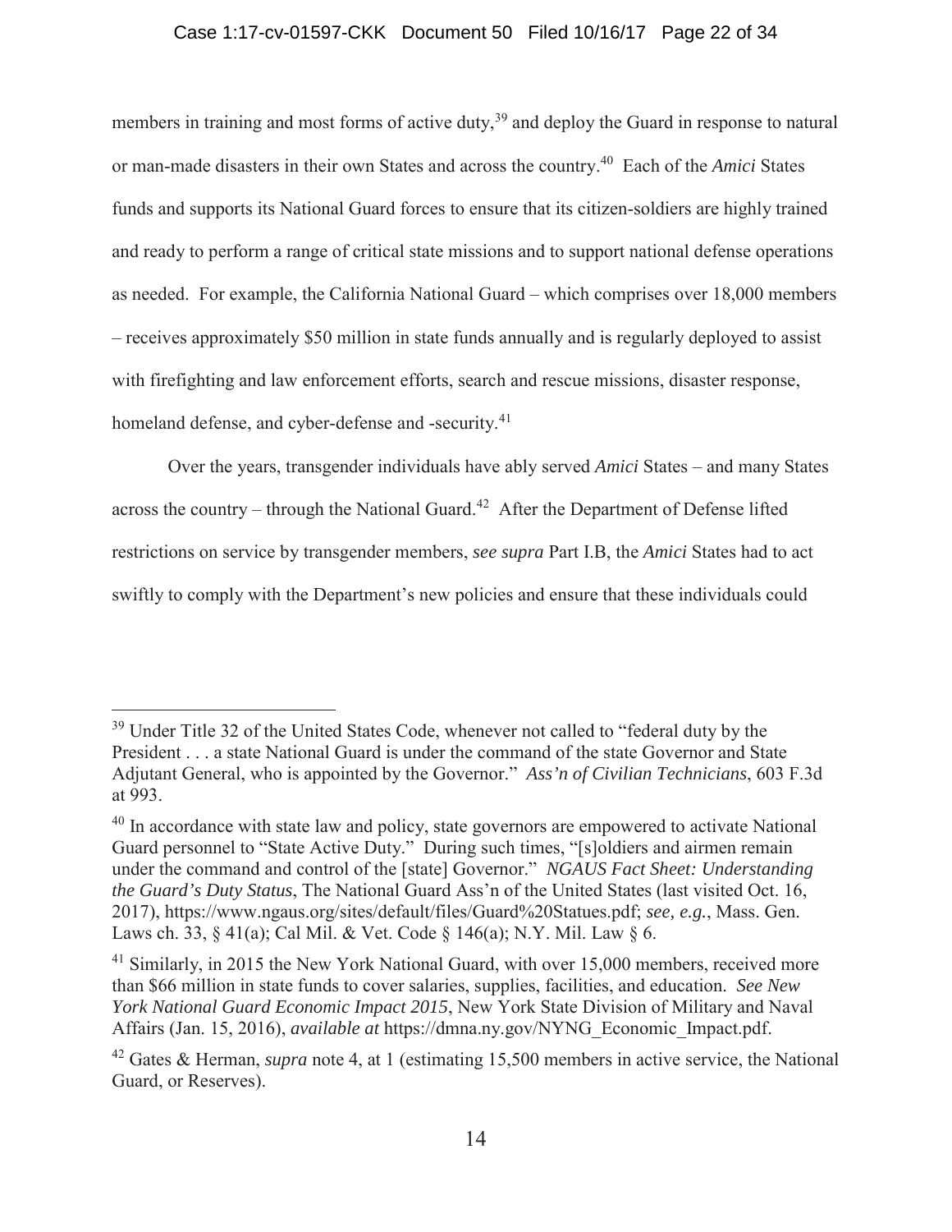members in training and most forms of active duty,[39] and deploy the Guard in response to natural or man-made disasters in their own States and across the country.[40] Each of the *Amici* States funds and supports its National Guard forces to ensure that its citizen-soldiers are highly trained and ready to perform a range of critical state missions and to support national defense operations as needed. For example, the California National Guard – which comprises over 18,000 members – receives approximately $50 million in state funds annually and is regularly deployed to assist with firefighting and law enforcement efforts, search and rescue missions, disaster response, homeland defense, and cyber-defense and -security.[41]

Over the years, transgender individuals have ably served *Amici* States – and many States across the country – through the National Guard.[42] After the Department of Defense lifted restrictions on service by transgender members, *see supra* Part I.B, the *Amici* States had to act swiftly to comply with the Department's new policies and ensure that these individuals could

---

[39] Under Title 32 of the United States Code, whenever not called to "federal duty by the President . . . a state National Guard is under the command of the state Governor and State Adjutant General, who is appointed by the Governor." *Ass'n of Civilian Technicians*, 603 F.3d at 993.

[40] In accordance with state law and policy, state governors are empowered to activate National Guard personnel to "State Active Duty." During such times, "[s]oldiers and airmen remain under the command and control of the [state] Governor." *NGAUS Fact Sheet: Understanding the Guard's Duty Status*, The National Guard Ass'n of the United States (last visited Oct. 16, 2017), https://www.ngaus.org/sites/default/files/Guard%20Statues.pdf; *see, e.g.*, Mass. Gen. Laws ch. 33, § 41(a); Cal Mil. & Vet. Code § 146(a); N.Y. Mil. Law § 6.

[41] Similarly, in 2015 the New York National Guard, with over 15,000 members, received more than $66 million in state funds to cover salaries, supplies, facilities, and education. *See New York National Guard Economic Impact 2015*, New York State Division of Military and Naval Affairs (Jan. 15, 2016), *available at* https://dmna.ny.gov/NYNG_Economic_Impact.pdf.

[42] Gates & Herman, *supra* note 4, at 1 (estimating 15,500 members in active service, the National Guard, or Reserves).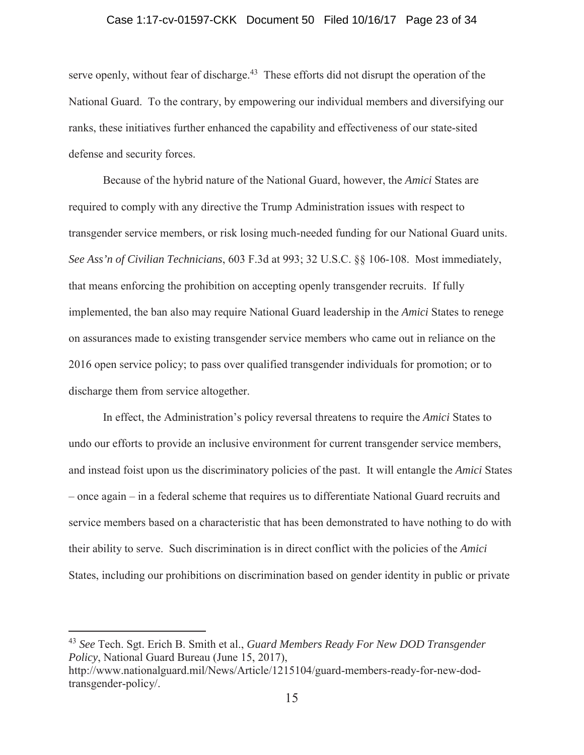serve openly, without fear of discharge.[43] These efforts did not disrupt the operation of the National Guard. To the contrary, by empowering our individual members and diversifying our ranks, these initiatives further enhanced the capability and effectiveness of our state-sited defense and security forces.

Because of the hybrid nature of the National Guard, however, the *Amici* States are required to comply with any directive the Trump Administration issues with respect to transgender service members, or risk losing much-needed funding for our National Guard units. *See Ass'n of Civilian Technicians*, 603 F.3d at 993; 32 U.S.C. §§ 106-108. Most immediately, that means enforcing the prohibition on accepting openly transgender recruits. If fully implemented, the ban also may require National Guard leadership in the *Amici* States to renege on assurances made to existing transgender service members who came out in reliance on the 2016 open service policy; to pass over qualified transgender individuals for promotion; or to discharge them from service altogether.

In effect, the Administration's policy reversal threatens to require the *Amici* States to undo our efforts to provide an inclusive environment for current transgender service members, and instead foist upon us the discriminatory policies of the past. It will entangle the *Amici* States – once again – in a federal scheme that requires us to differentiate National Guard recruits and service members based on a characteristic that has been demonstrated to have nothing to do with their ability to serve. Such discrimination is in direct conflict with the policies of the *Amici* States, including our prohibitions on discrimination based on gender identity in public or private

---

[43] *See* Tech. Sgt. Erich B. Smith et al., *Guard Members Ready For New DOD Transgender Policy*, National Guard Bureau (June 15, 2017), http://www.nationalguard.mil/News/Article/1215104/guard-members-ready-for-new-dod-transgender-policy/.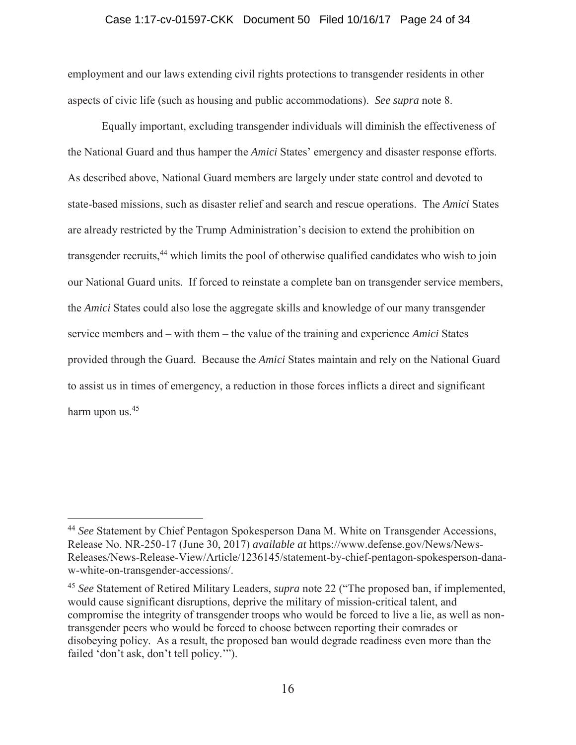employment and our laws extending civil rights protections to transgender residents in other aspects of civic life (such as housing and public accommodations). *See supra* note 8.

Equally important, excluding transgender individuals will diminish the effectiveness of the National Guard and thus hamper the *Amici* States' emergency and disaster response efforts. As described above, National Guard members are largely under state control and devoted to state-based missions, such as disaster relief and search and rescue operations. The *Amici* States are already restricted by the Trump Administration's decision to extend the prohibition on transgender recruits,[44] which limits the pool of otherwise qualified candidates who wish to join our National Guard units. If forced to reinstate a complete ban on transgender service members, the *Amici* States could also lose the aggregate skills and knowledge of our many transgender service members and – with them – the value of the training and experience *Amici* States provided through the Guard. Because the *Amici* States maintain and rely on the National Guard to assist us in times of emergency, a reduction in those forces inflicts a direct and significant harm upon us.[45]

---

[44] *See* Statement by Chief Pentagon Spokesperson Dana M. White on Transgender Accessions, Release No. NR-250-17 (June 30, 2017) *available at* https://www.defense.gov/News/News-Releases/News-Release-View/Article/1236145/statement-by-chief-pentagon-spokesperson-dana-w-white-on-transgender-accessions/.

[45] *See* Statement of Retired Military Leaders, *supra* note 22 ("The proposed ban, if implemented, would cause significant disruptions, deprive the military of mission-critical talent, and compromise the integrity of transgender troops who would be forced to live a lie, as well as non-transgender peers who would be forced to choose between reporting their comrades or disobeying policy. As a result, the proposed ban would degrade readiness even more than the failed 'don't ask, don't tell policy.'").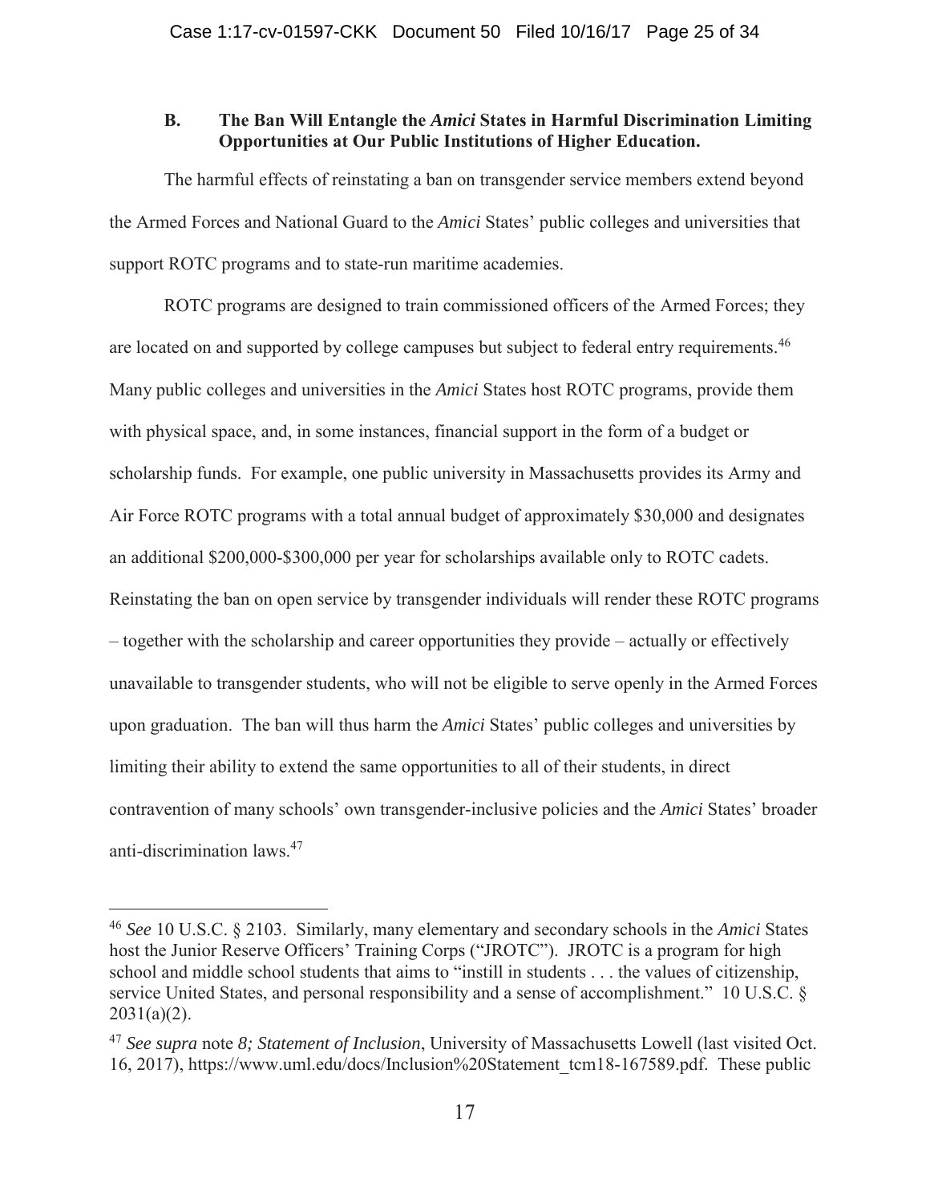### B. The Ban Will Entangle the *Amici* States in Harmful Discrimination Limiting Opportunities at Our Public Institutions of Higher Education.

The harmful effects of reinstating a ban on transgender service members extend beyond the Armed Forces and National Guard to the *Amici* States' public colleges and universities that support ROTC programs and to state-run maritime academies.

ROTC programs are designed to train commissioned officers of the Armed Forces; they are located on and supported by college campuses but subject to federal entry requirements.[46] Many public colleges and universities in the *Amici* States host ROTC programs, provide them with physical space, and, in some instances, financial support in the form of a budget or scholarship funds. For example, one public university in Massachusetts provides its Army and Air Force ROTC programs with a total annual budget of approximately $30,000 and designates an additional $200,000-$300,000 per year for scholarships available only to ROTC cadets. Reinstating the ban on open service by transgender individuals will render these ROTC programs – together with the scholarship and career opportunities they provide – actually or effectively unavailable to transgender students, who will not be eligible to serve openly in the Armed Forces upon graduation. The ban will thus harm the *Amici* States' public colleges and universities by limiting their ability to extend the same opportunities to all of their students, in direct contravention of many schools' own transgender-inclusive policies and the *Amici* States' broader anti-discrimination laws.[47]

---

[46] *See* 10 U.S.C. § 2103. Similarly, many elementary and secondary schools in the *Amici* States host the Junior Reserve Officers' Training Corps ("JROTC"). JROTC is a program for high school and middle school students that aims to "instill in students . . . the values of citizenship, service United States, and personal responsibility and a sense of accomplishment." 10 U.S.C. § 2031(a)(2).

[47] *See supra* note *8; Statement of Inclusion*, University of Massachusetts Lowell (last visited Oct. 16, 2017), https://www.uml.edu/docs/Inclusion%20Statement_tcm18-167589.pdf. These public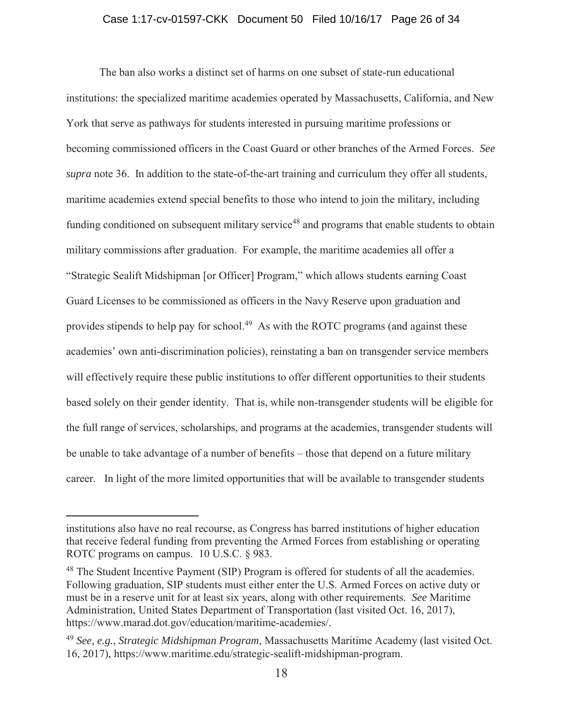The ban also works a distinct set of harms on one subset of state-run educational institutions: the specialized maritime academies operated by Massachusetts, California, and New York that serve as pathways for students interested in pursuing maritime professions or becoming commissioned officers in the Coast Guard or other branches of the Armed Forces. *See supra* note 36. In addition to the state-of-the-art training and curriculum they offer all students, maritime academies extend special benefits to those who intend to join the military, including funding conditioned on subsequent military service[48] and programs that enable students to obtain military commissions after graduation. For example, the maritime academies all offer a "Strategic Sealift Midshipman [or Officer] Program," which allows students earning Coast Guard Licenses to be commissioned as officers in the Navy Reserve upon graduation and provides stipends to help pay for school.[49] As with the ROTC programs (and against these academies' own anti-discrimination policies), reinstating a ban on transgender service members will effectively require these public institutions to offer different opportunities to their students based solely on their gender identity. That is, while non-transgender students will be eligible for the full range of services, scholarships, and programs at the academies, transgender students will be unable to take advantage of a number of benefits – those that depend on a future military career. In light of the more limited opportunities that will be available to transgender students

---

institutions also have no real recourse, as Congress has barred institutions of higher education that receive federal funding from preventing the Armed Forces from establishing or operating ROTC programs on campus. 10 U.S.C. § 983.

[48] The Student Incentive Payment (SIP) Program is offered for students of all the academies. Following graduation, SIP students must either enter the U.S. Armed Forces on active duty or must be in a reserve unit for at least six years, along with other requirements. *See* Maritime Administration, United States Department of Transportation (last visited Oct. 16, 2017), https://www.marad.dot.gov/education/maritime-academies/.

[49] *See, e.g.*, *Strategic Midshipman Program*, Massachusetts Maritime Academy (last visited Oct. 16, 2017), https://www.maritime.edu/strategic-sealift-midshipman-program.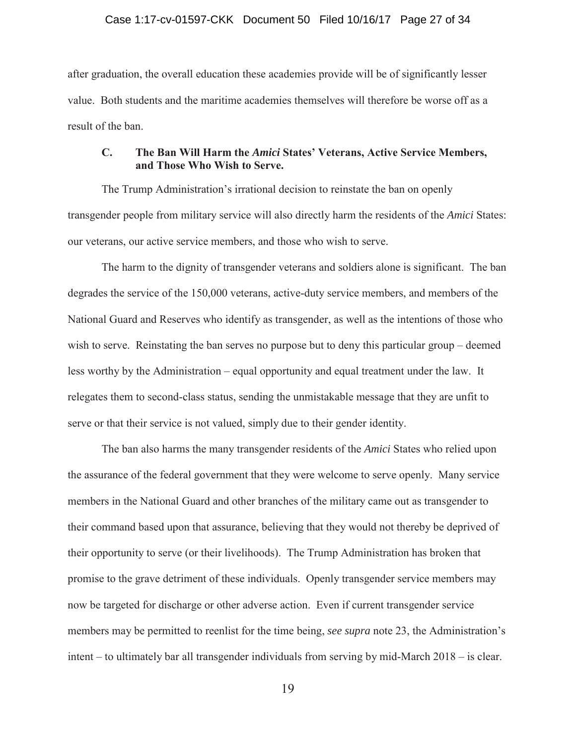after graduation, the overall education these academies provide will be of significantly lesser value. Both students and the maritime academies themselves will therefore be worse off as a result of the ban.

### C. The Ban Will Harm the *Amici* States' Veterans, Active Service Members, and Those Who Wish to Serve.

The Trump Administration's irrational decision to reinstate the ban on openly transgender people from military service will also directly harm the residents of the *Amici* States: our veterans, our active service members, and those who wish to serve.

The harm to the dignity of transgender veterans and soldiers alone is significant. The ban degrades the service of the 150,000 veterans, active-duty service members, and members of the National Guard and Reserves who identify as transgender, as well as the intentions of those who wish to serve. Reinstating the ban serves no purpose but to deny this particular group – deemed less worthy by the Administration – equal opportunity and equal treatment under the law. It relegates them to second-class status, sending the unmistakable message that they are unfit to serve or that their service is not valued, simply due to their gender identity.

The ban also harms the many transgender residents of the *Amici* States who relied upon the assurance of the federal government that they were welcome to serve openly. Many service members in the National Guard and other branches of the military came out as transgender to their command based upon that assurance, believing that they would not thereby be deprived of their opportunity to serve (or their livelihoods). The Trump Administration has broken that promise to the grave detriment of these individuals. Openly transgender service members may now be targeted for discharge or other adverse action. Even if current transgender service members may be permitted to reenlist for the time being, *see supra* note 23, the Administration's intent – to ultimately bar all transgender individuals from serving by mid-March 2018 – is clear.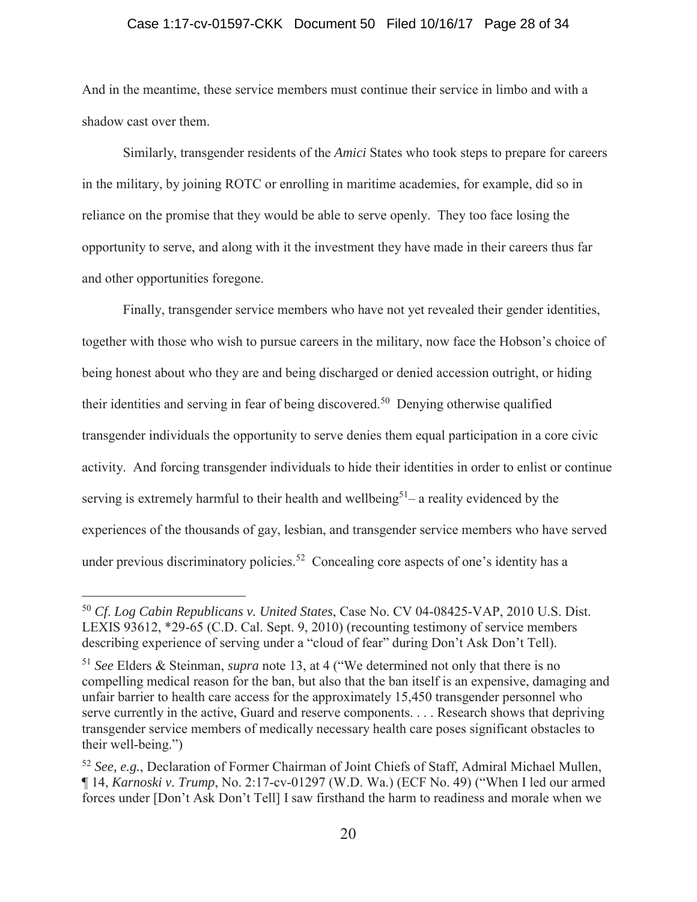And in the meantime, these service members must continue their service in limbo and with a shadow cast over them.

Similarly, transgender residents of the *Amici* States who took steps to prepare for careers in the military, by joining ROTC or enrolling in maritime academies, for example, did so in reliance on the promise that they would be able to serve openly. They too face losing the opportunity to serve, and along with it the investment they have made in their careers thus far and other opportunities foregone.

Finally, transgender service members who have not yet revealed their gender identities, together with those who wish to pursue careers in the military, now face the Hobson's choice of being honest about who they are and being discharged or denied accession outright, or hiding their identities and serving in fear of being discovered.[50] Denying otherwise qualified transgender individuals the opportunity to serve denies them equal participation in a core civic activity. And forcing transgender individuals to hide their identities in order to enlist or continue serving is extremely harmful to their health and wellbeing[51]– a reality evidenced by the experiences of the thousands of gay, lesbian, and transgender service members who have served under previous discriminatory policies.[52] Concealing core aspects of one's identity has a

---

[50] *Cf. Log Cabin Republicans v. United States*, Case No. CV 04-08425-VAP, 2010 U.S. Dist. LEXIS 93612, *29-65 (C.D. Cal. Sept. 9, 2010) (recounting testimony of service members describing experience of serving under a "cloud of fear" during Don't Ask Don't Tell).

[51] *See* Elders & Steinman, *supra* note 13, at 4 ("We determined not only that there is no compelling medical reason for the ban, but also that the ban itself is an expensive, damaging and unfair barrier to health care access for the approximately 15,450 transgender personnel who serve currently in the active, Guard and reserve components. . . . Research shows that depriving transgender service members of medically necessary health care poses significant obstacles to their well-being.")

[52] *See, e.g.*, Declaration of Former Chairman of Joint Chiefs of Staff, Admiral Michael Mullen, ¶ 14, *Karnoski v. Trump*, No. 2:17-cv-01297 (W.D. Wa.) (ECF No. 49) ("When I led our armed forces under [Don't Ask Don't Tell] I saw firsthand the harm to readiness and morale when we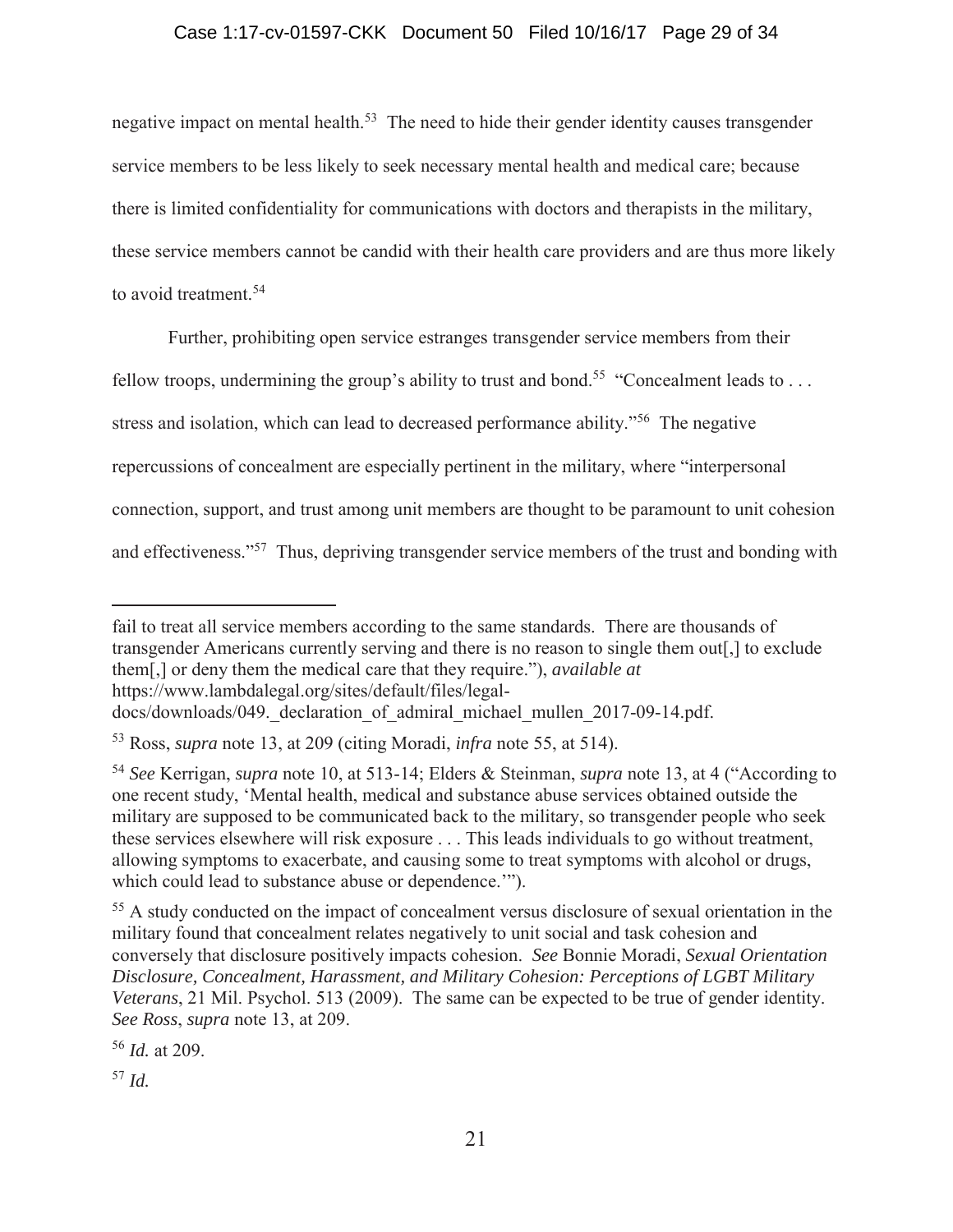negative impact on mental health.[53] The need to hide their gender identity causes transgender service members to be less likely to seek necessary mental health and medical care; because there is limited confidentiality for communications with doctors and therapists in the military, these service members cannot be candid with their health care providers and are thus more likely to avoid treatment.[54]

Further, prohibiting open service estranges transgender service members from their fellow troops, undermining the group's ability to trust and bond.[55] "Concealment leads to . . . stress and isolation, which can lead to decreased performance ability."[56] The negative repercussions of concealment are especially pertinent in the military, where "interpersonal connection, support, and trust among unit members are thought to be paramount to unit cohesion and effectiveness."[57] Thus, depriving transgender service members of the trust and bonding with

---

fail to treat all service members according to the same standards. There are thousands of transgender Americans currently serving and there is no reason to single them out[,] to exclude them[,] or deny them the medical care that they require."), *available at* https://www.lambdalegal.org/sites/default/files/legal-docs/downloads/049._declaration_of_admiral_michael_mullen_2017-09-14.pdf.

[53] Ross, *supra* note 13, at 209 (citing Moradi, *infra* note 55, at 514).

[54] *See* Kerrigan, *supra* note 10, at 513-14; Elders & Steinman, *supra* note 13, at 4 ("According to one recent study, 'Mental health, medical and substance abuse services obtained outside the military are supposed to be communicated back to the military, so transgender people who seek these services elsewhere will risk exposure . . . This leads individuals to go without treatment, allowing symptoms to exacerbate, and causing some to treat symptoms with alcohol or drugs, which could lead to substance abuse or dependence.'").

[55] A study conducted on the impact of concealment versus disclosure of sexual orientation in the military found that concealment relates negatively to unit social and task cohesion and conversely that disclosure positively impacts cohesion. *See* Bonnie Moradi, *Sexual Orientation Disclosure, Concealment, Harassment, and Military Cohesion: Perceptions of LGBT Military Veterans*, 21 Mil. Psychol. 513 (2009). The same can be expected to be true of gender identity. *See Ross*, *supra* note 13, at 209.

[56] *Id.* at 209.

[57] *Id.*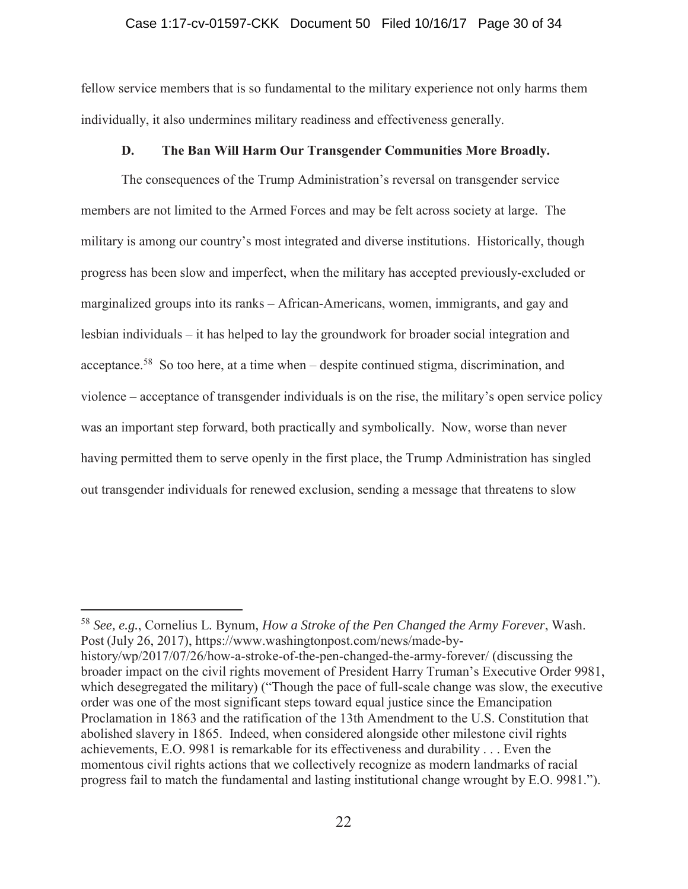fellow service members that is so fundamental to the military experience not only harms them individually, it also undermines military readiness and effectiveness generally.

### D. The Ban Will Harm Our Transgender Communities More Broadly.

The consequences of the Trump Administration's reversal on transgender service members are not limited to the Armed Forces and may be felt across society at large. The military is among our country's most integrated and diverse institutions. Historically, though progress has been slow and imperfect, when the military has accepted previously-excluded or marginalized groups into its ranks – African-Americans, women, immigrants, and gay and lesbian individuals – it has helped to lay the groundwork for broader social integration and acceptance.[58] So too here, at a time when – despite continued stigma, discrimination, and violence – acceptance of transgender individuals is on the rise, the military's open service policy was an important step forward, both practically and symbolically. Now, worse than never having permitted them to serve openly in the first place, the Trump Administration has singled out transgender individuals for renewed exclusion, sending a message that threatens to slow

---

[58] *See, e.g.*, Cornelius L. Bynum, *How a Stroke of the Pen Changed the Army Forever*, Wash. Post (July 26, 2017), https://www.washingtonpost.com/news/made-by-history/wp/2017/07/26/how-a-stroke-of-the-pen-changed-the-army-forever/ (discussing the broader impact on the civil rights movement of President Harry Truman's Executive Order 9981, which desegregated the military) ("Though the pace of full-scale change was slow, the executive order was one of the most significant steps toward equal justice since the Emancipation Proclamation in 1863 and the ratification of the 13th Amendment to the U.S. Constitution that abolished slavery in 1865. Indeed, when considered alongside other milestone civil rights achievements, E.O. 9981 is remarkable for its effectiveness and durability . . . Even the momentous civil rights actions that we collectively recognize as modern landmarks of racial progress fail to match the fundamental and lasting institutional change wrought by E.O. 9981.").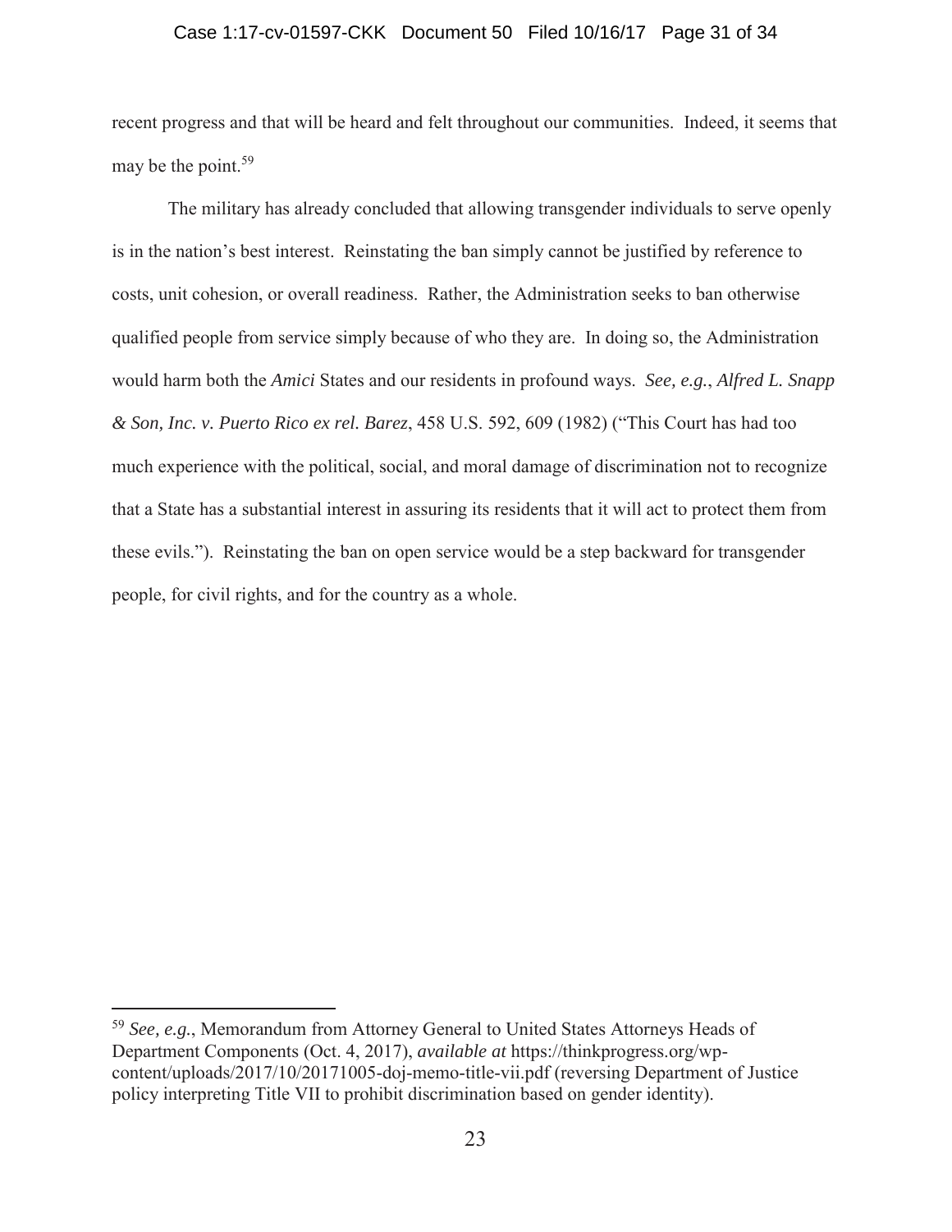recent progress and that will be heard and felt throughout our communities. Indeed, it seems that may be the point.[59]

The military has already concluded that allowing transgender individuals to serve openly is in the nation's best interest. Reinstating the ban simply cannot be justified by reference to costs, unit cohesion, or overall readiness. Rather, the Administration seeks to ban otherwise qualified people from service simply because of who they are. In doing so, the Administration would harm both the *Amici* States and our residents in profound ways. *See, e.g.*, *Alfred L. Snapp & Son, Inc. v. Puerto Rico ex rel. Barez*, 458 U.S. 592, 609 (1982) ("This Court has had too much experience with the political, social, and moral damage of discrimination not to recognize that a State has a substantial interest in assuring its residents that it will act to protect them from these evils."). Reinstating the ban on open service would be a step backward for transgender people, for civil rights, and for the country as a whole.

---

[59] *See, e.g.*, Memorandum from Attorney General to United States Attorneys Heads of Department Components (Oct. 4, 2017), *available at* https://thinkprogress.org/wp-content/uploads/2017/10/20171005-doj-memo-title-vii.pdf (reversing Department of Justice policy interpreting Title VII to prohibit discrimination based on gender identity).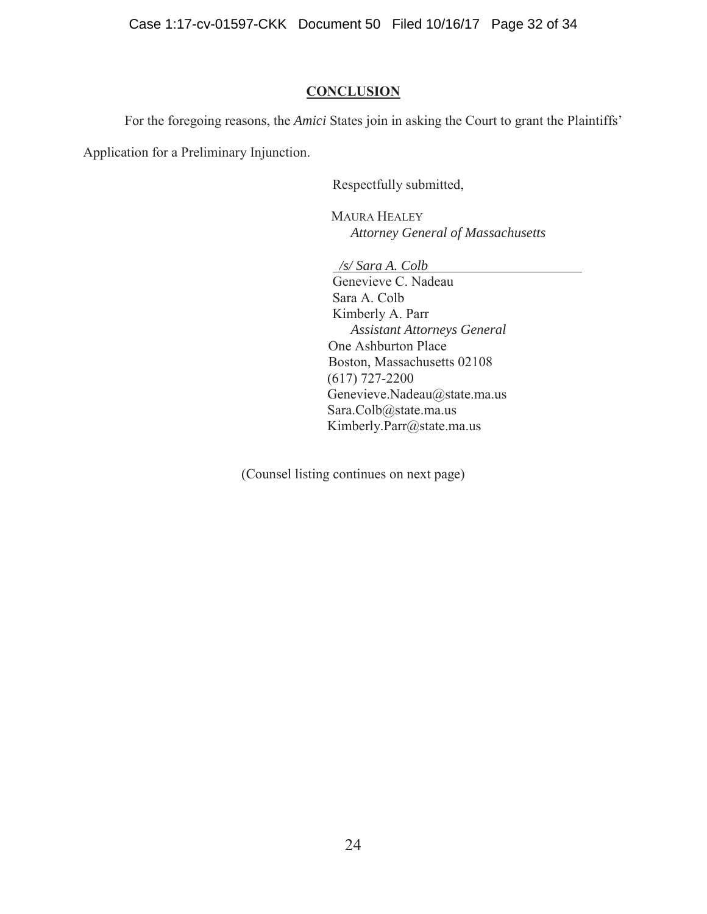## CONCLUSION

For the foregoing reasons, the *Amici* States join in asking the Court to grant the Plaintiffs' Application for a Preliminary Injunction.

Respectfully submitted,

MAURA HEALEY  
*Attorney General of Massachusetts*

*/s/ Sara A. Colb*  
Genevieve C. Nadeau  
Sara A. Colb  
Kimberly A. Parr  
*Assistant Attorneys General*  
One Ashburton Place  
Boston, Massachusetts 02108  
(617) 727-2200  
Genevieve.Nadeau@state.ma.us  
Sara.Colb@state.ma.us  
Kimberly.Parr@state.ma.us

(Counsel listing continues on next page)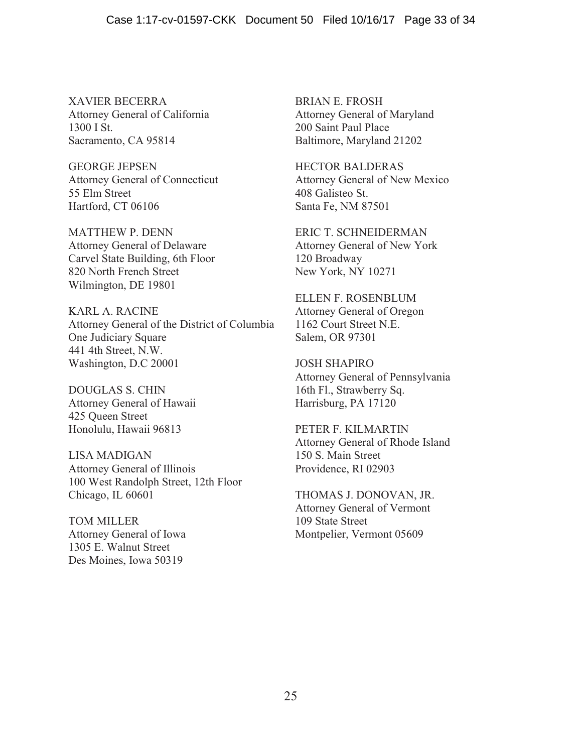XAVIER BECERRA
Attorney General of California
1300 I St.
Sacramento, CA 95814

GEORGE JEPSEN
Attorney General of Connecticut
55 Elm Street
Hartford, CT 06106

MATTHEW P. DENN
Attorney General of Delaware
Carvel State Building, 6th Floor
820 North French Street
Wilmington, DE 19801

KARL A. RACINE
Attorney General of the District of Columbia
One Judiciary Square
441 4th Street, N.W.
Washington, D.C 20001

DOUGLAS S. CHIN
Attorney General of Hawaii
425 Queen Street
Honolulu, Hawaii 96813

LISA MADIGAN
Attorney General of Illinois
100 West Randolph Street, 12th Floor
Chicago, IL 60601

TOM MILLER
Attorney General of Iowa
1305 E. Walnut Street
Des Moines, Iowa 50319

BRIAN E. FROSH
Attorney General of Maryland
200 Saint Paul Place
Baltimore, Maryland 21202

HECTOR BALDERAS
Attorney General of New Mexico
408 Galisteo St.
Santa Fe, NM 87501

ERIC T. SCHNEIDERMAN
Attorney General of New York
120 Broadway
New York, NY 10271

ELLEN F. ROSENBLUM
Attorney General of Oregon
1162 Court Street N.E.
Salem, OR 97301

JOSH SHAPIRO
Attorney General of Pennsylvania
16th Fl., Strawberry Sq.
Harrisburg, PA 17120

PETER F. KILMARTIN
Attorney General of Rhode Island
150 S. Main Street
Providence, RI 02903

THOMAS J. DONOVAN, JR.
Attorney General of Vermont
109 State Street
Montpelier, Vermont 05609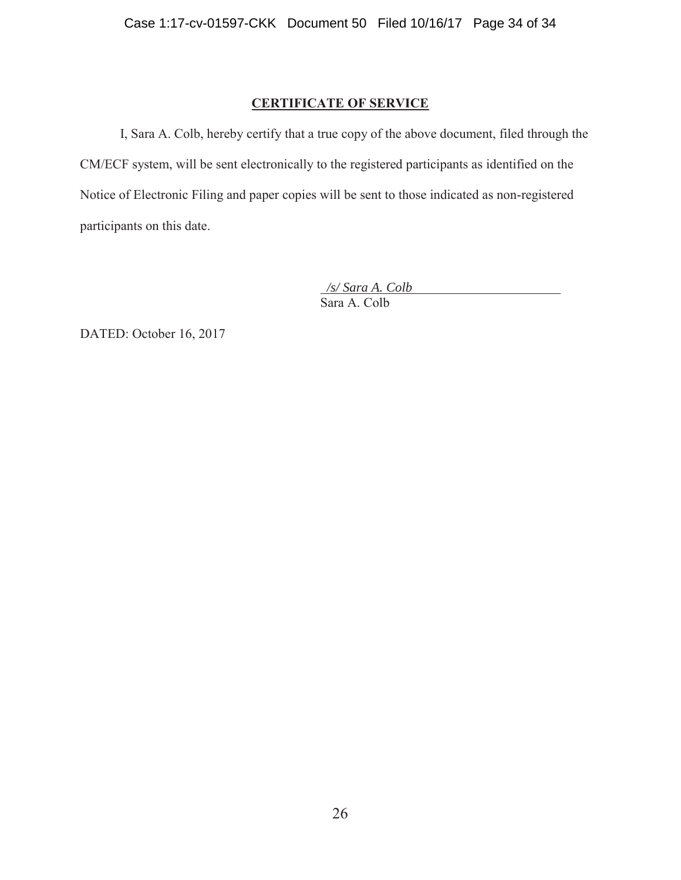**CERTIFICATE OF SERVICE**

I, Sara A. Colb, hereby certify that a true copy of the above document, filed through the CM/ECF system, will be sent electronically to the registered participants as identified on the Notice of Electronic Filing and paper copies will be sent to those indicated as non-registered participants on this date.

*/s/ Sara A. Colb*
Sara A. Colb

DATED: October 16, 2017